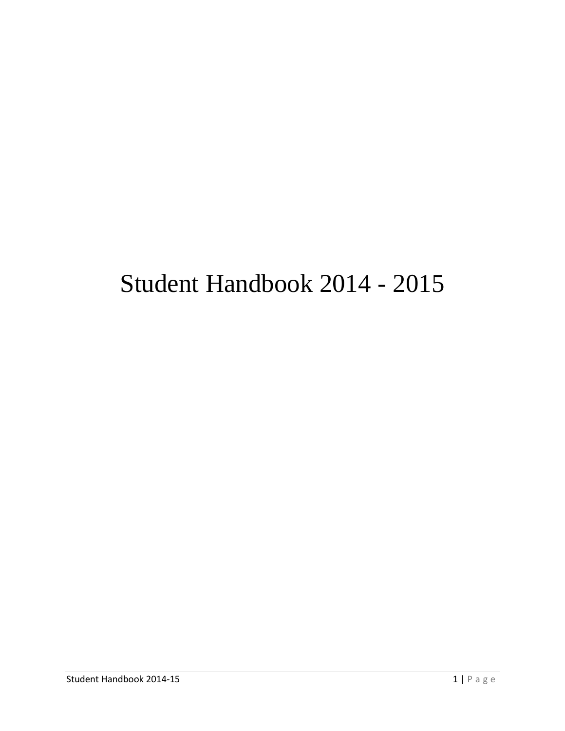# Student Handbook 2014 - 2015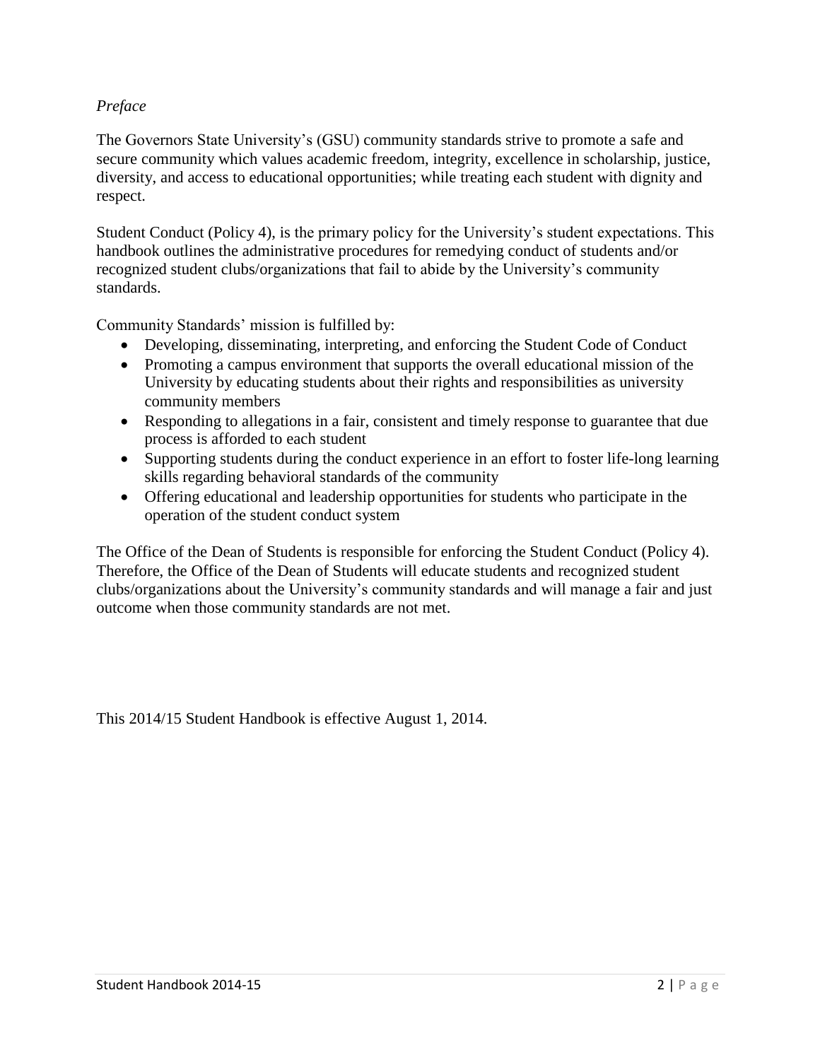*Preface*

The Governors State University's (GSU) community standards strive to promote a safe and secure community which values academic freedom, integrity, excellence in scholarship, justice, diversity, and access to educational opportunities; while treating each student with dignity and respect.

Student Conduct (Policy 4), is the primary policy for the University's student expectations. This handbook outlines the administrative procedures for remedying conduct of students and/or recognized student clubs/organizations that fail to abide by the University's community standards.

Community Standards' mission is fulfilled by:

- Developing, disseminating, interpreting, and enforcing the Student Code of Conduct
- Promoting a campus environment that supports the overall educational mission of the University by educating students about their rights and responsibilities as university community members
- Responding to allegations in a fair, consistent and timely response to guarantee that due process is afforded to each student
- Supporting students during the conduct experience in an effort to foster life-long learning skills regarding behavioral standards of the community
- Offering educational and leadership opportunities for students who participate in the operation of the student conduct system

The Office of the Dean of Students is responsible for enforcing the Student Conduct (Policy 4). Therefore, the Office of the Dean of Students will educate students and recognized student clubs/organizations about the University's community standards and will manage a fair and just outcome when those community standards are not met.

This 2014/15 Student Handbook is effective August 1, 2014.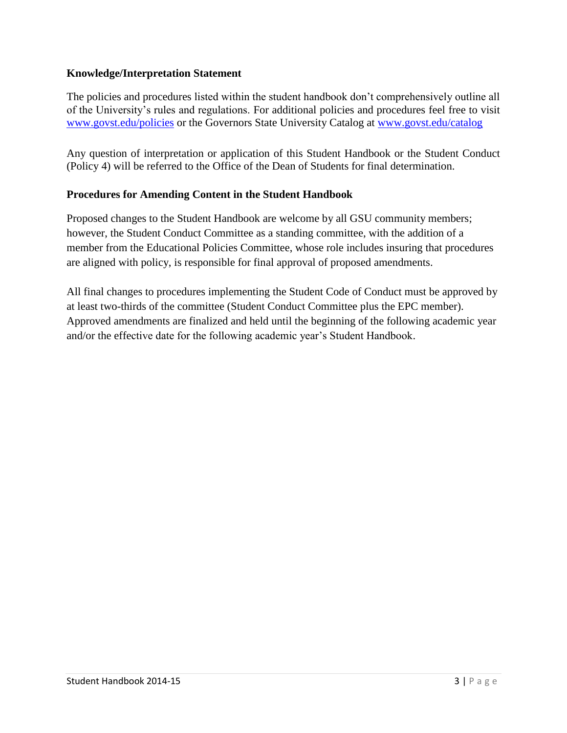**Knowledge/Interpretation Statement**

The policies and procedures listed within the student handbook don't comprehensively outline all of the University's rules and regulations. For additional policies and procedures feel free to visit [www.govst.edu/policies](www.govst.edu/policies) or the Governors State University Catalog at [www.govst.edu/catalog](www.govst.edu/catalog)

Any question of interpretation or application of this Student Handbook or the Student Conduct (Policy 4) will be referred to the Office of the Dean of Students for final determination.

**Procedures for Amending Content in the Student Handbook**

Proposed changes to the Student Handbook are welcome by all GSU community members; however, the Student Conduct Committee as a standing committee, with the addition of a member from the Educational Policies Committee, whose role includes insuring that procedures are aligned with policy, is responsible for final approval of proposed amendments.

All final changes to procedures implementing the Student Code of Conduct must be approved by at least two-thirds of the committee (Student Conduct Committee plus the EPC member). Approved amendments are finalized and held until the beginning of the following academic year and/or the effective date for the following academic year's Student Handbook.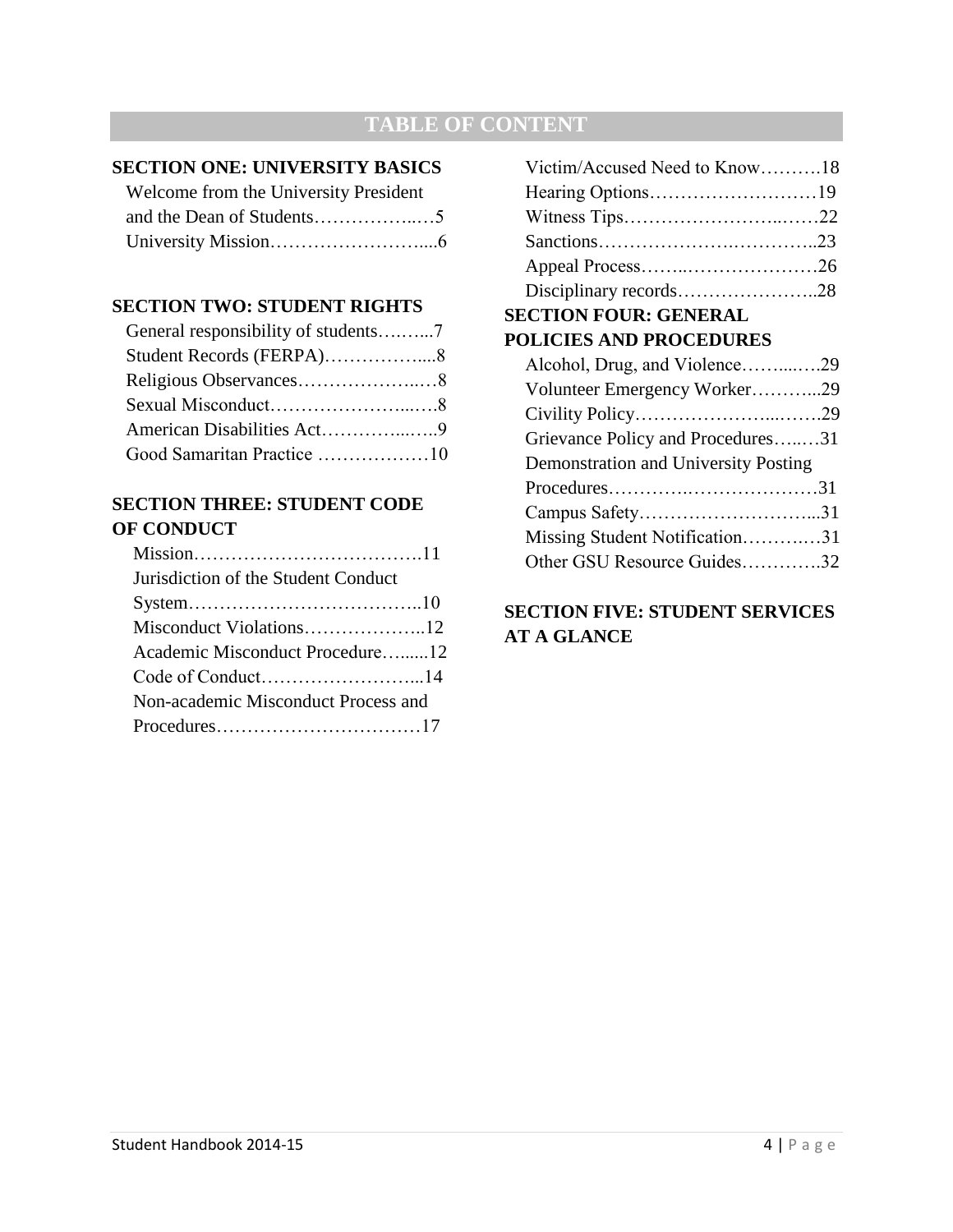# TABLE OF CONTENT

**SECTION ONE: UNIVERSITY BASICS**

Welcome from the University President and the Dean of Students……………..…5
University Mission……………………….....6

**SECTION TWO: STUDENT RIGHTS**

General responsibility of students….…...7
Student Records (FERPA)……………....8
Religious Observances………………..…8
Sexual Misconduct…………………...….8
American Disabilities Act…………...…..9
Good Samaritan Practice ………………10

**SECTION THREE: STUDENT CODE OF CONDUCT**

Mission……………………………….11
Jurisdiction of the Student Conduct System………………………………..10
Misconduct Violations………………..12
Academic Misconduct Procedure….....12
Code of Conduct……………………...14
Non-academic Misconduct Process and Procedures……………………………17
Victim/Accused Need to Know……….18
Hearing Options………………………19
Witness Tips……………………..……22
Sanctions……………….…………..23
Appeal Process……..…………………26
Disciplinary records…………………..28

**SECTION FOUR: GENERAL POLICIES AND PROCEDURES**

Alcohol, Drug, and Violence……....….29
Volunteer Emergency Worker………...29
Civility Policy…………………...…….29
Grievance Policy and Procedures…..…31
Demonstration and University Posting Procedures…………..…………………31
Campus Safety………………………...31
Missing Student Notification……….…31
Other GSU Resource Guides………….32

**SECTION FIVE: STUDENT SERVICES AT A GLANCE**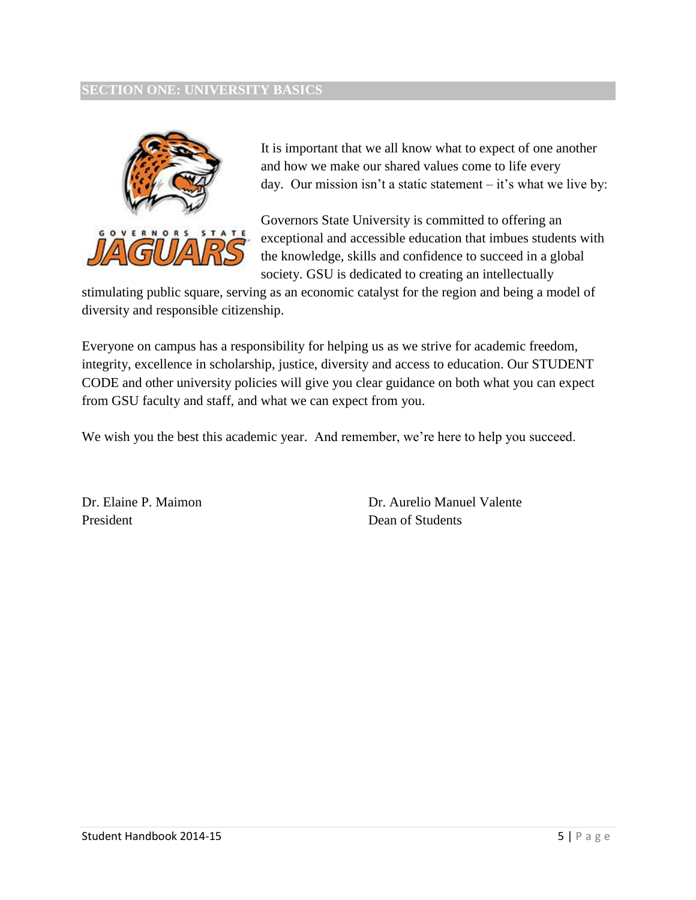## SECTION ONE: UNIVERSITY BASICS

It is important that we all know what to expect of one another and how we make our shared values come to life every day. Our mission isn't a static statement – it's what we live by:

Governors State University is committed to offering an exceptional and accessible education that imbues students with the knowledge, skills and confidence to succeed in a global society. GSU is dedicated to creating an intellectually stimulating public square, serving as an economic catalyst for the region and being a model of diversity and responsible citizenship.

Everyone on campus has a responsibility for helping us as we strive for academic freedom, integrity, excellence in scholarship, justice, diversity and access to education. Our STUDENT CODE and other university policies will give you clear guidance on both what you can expect from GSU faculty and staff, and what we can expect from you.

We wish you the best this academic year. And remember, we're here to help you succeed.

Dr. Elaine P. Maimon
President

Dr. Aurelio Manuel Valente
Dean of Students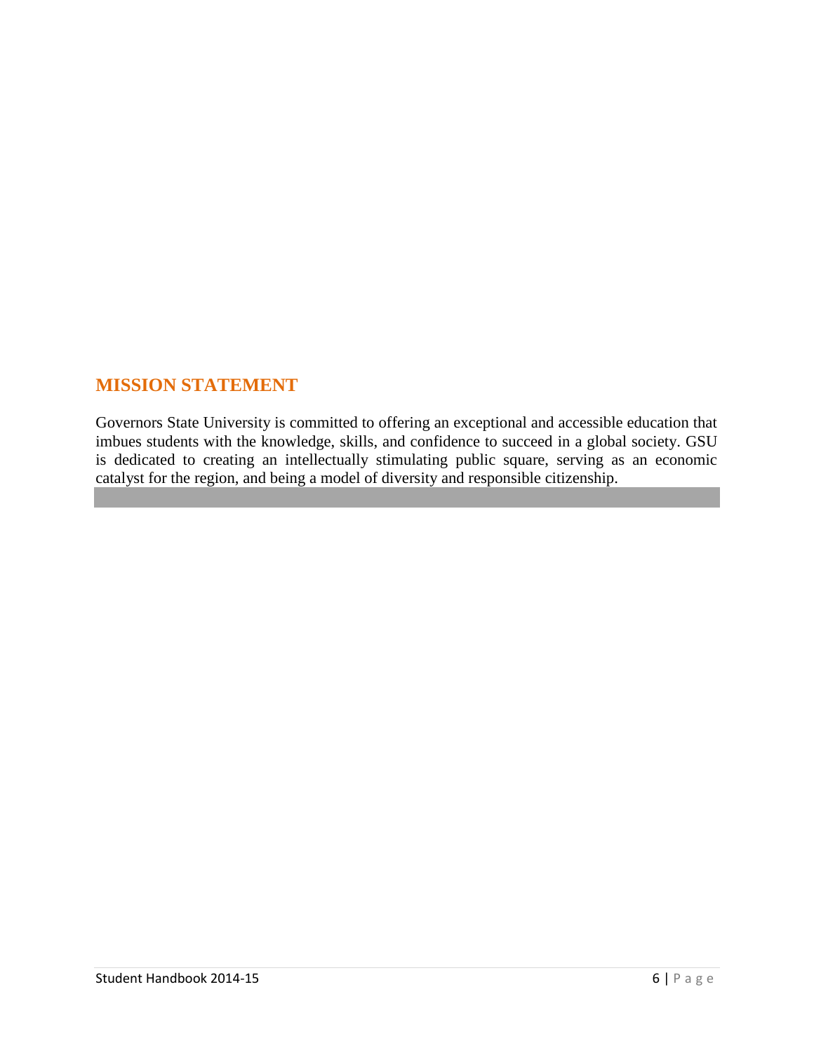## MISSION STATEMENT

Governors State University is committed to offering an exceptional and accessible education that imbues students with the knowledge, skills, and confidence to succeed in a global society. GSU is dedicated to creating an intellectually stimulating public square, serving as an economic catalyst for the region, and being a model of diversity and responsible citizenship.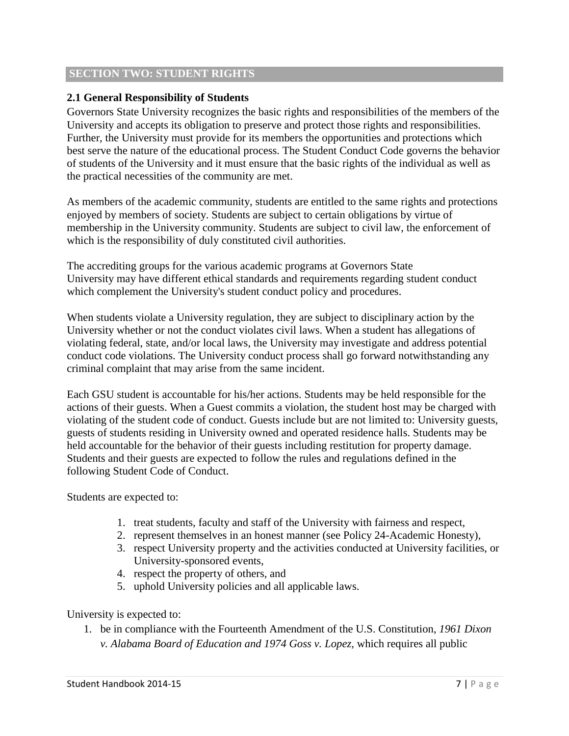## SECTION TWO: STUDENT RIGHTS

### 2.1 General Responsibility of Students

Governors State University recognizes the basic rights and responsibilities of the members of the University and accepts its obligation to preserve and protect those rights and responsibilities. Further, the University must provide for its members the opportunities and protections which best serve the nature of the educational process. The Student Conduct Code governs the behavior of students of the University and it must ensure that the basic rights of the individual as well as the practical necessities of the community are met.

As members of the academic community, students are entitled to the same rights and protections enjoyed by members of society. Students are subject to certain obligations by virtue of membership in the University community. Students are subject to civil law, the enforcement of which is the responsibility of duly constituted civil authorities.

The accrediting groups for the various academic programs at Governors State University may have different ethical standards and requirements regarding student conduct which complement the University's student conduct policy and procedures.

When students violate a University regulation, they are subject to disciplinary action by the University whether or not the conduct violates civil laws. When a student has allegations of violating federal, state, and/or local laws, the University may investigate and address potential conduct code violations. The University conduct process shall go forward notwithstanding any criminal complaint that may arise from the same incident.

Each GSU student is accountable for his/her actions. Students may be held responsible for the actions of their guests. When a Guest commits a violation, the student host may be charged with violating of the student code of conduct. Guests include but are not limited to: University guests, guests of students residing in University owned and operated residence halls. Students may be held accountable for the behavior of their guests including restitution for property damage. Students and their guests are expected to follow the rules and regulations defined in the following Student Code of Conduct.

Students are expected to:

1. treat students, faculty and staff of the University with fairness and respect,
2. represent themselves in an honest manner (see Policy 24-Academic Honesty),
3. respect University property and the activities conducted at University facilities, or University-sponsored events,
4. respect the property of others, and
5. uphold University policies and all applicable laws.

University is expected to:

1. be in compliance with the Fourteenth Amendment of the U.S. Constitution, *1961 Dixon v. Alabama Board of Education and 1974 Goss v. Lopez*, which requires all public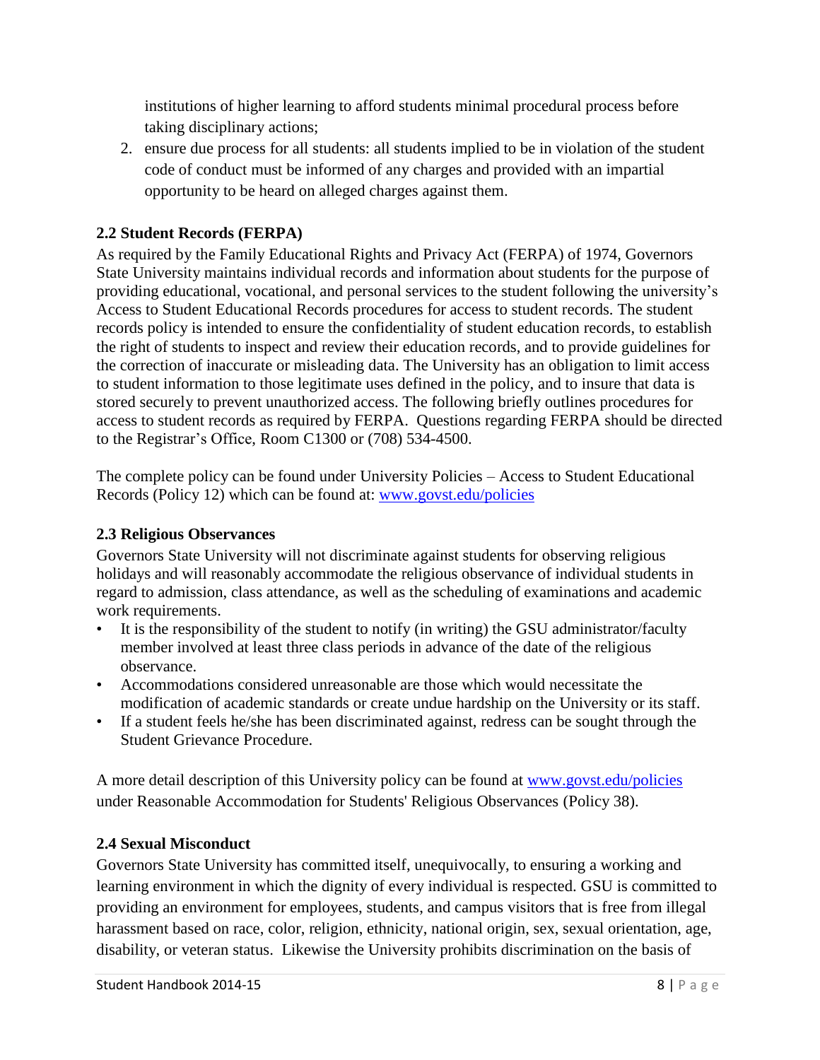institutions of higher learning to afford students minimal procedural process before taking disciplinary actions;

2. ensure due process for all students: all students implied to be in violation of the student code of conduct must be informed of any charges and provided with an impartial opportunity to be heard on alleged charges against them.

### 2.2 Student Records (FERPA)

As required by the Family Educational Rights and Privacy Act (FERPA) of 1974, Governors State University maintains individual records and information about students for the purpose of providing educational, vocational, and personal services to the student following the university's Access to Student Educational Records procedures for access to student records. The student records policy is intended to ensure the confidentiality of student education records, to establish the right of students to inspect and review their education records, and to provide guidelines for the correction of inaccurate or misleading data. The University has an obligation to limit access to student information to those legitimate uses defined in the policy, and to insure that data is stored securely to prevent unauthorized access. The following briefly outlines procedures for access to student records as required by FERPA. Questions regarding FERPA should be directed to the Registrar's Office, Room C1300 or (708) 534-4500.

The complete policy can be found under University Policies – Access to Student Educational Records (Policy 12) which can be found at: [www.govst.edu/policies](www.govst.edu/policies)

### 2.3 Religious Observances

Governors State University will not discriminate against students for observing religious holidays and will reasonably accommodate the religious observance of individual students in regard to admission, class attendance, as well as the scheduling of examinations and academic work requirements.

- It is the responsibility of the student to notify (in writing) the GSU administrator/faculty member involved at least three class periods in advance of the date of the religious observance.
- Accommodations considered unreasonable are those which would necessitate the modification of academic standards or create undue hardship on the University or its staff.
- If a student feels he/she has been discriminated against, redress can be sought through the Student Grievance Procedure.

A more detail description of this University policy can be found at [www.govst.edu/policies](www.govst.edu/policies) under Reasonable Accommodation for Students' Religious Observances (Policy 38).

### 2.4 Sexual Misconduct

Governors State University has committed itself, unequivocally, to ensuring a working and learning environment in which the dignity of every individual is respected. GSU is committed to providing an environment for employees, students, and campus visitors that is free from illegal harassment based on race, color, religion, ethnicity, national origin, sex, sexual orientation, age, disability, or veteran status. Likewise the University prohibits discrimination on the basis of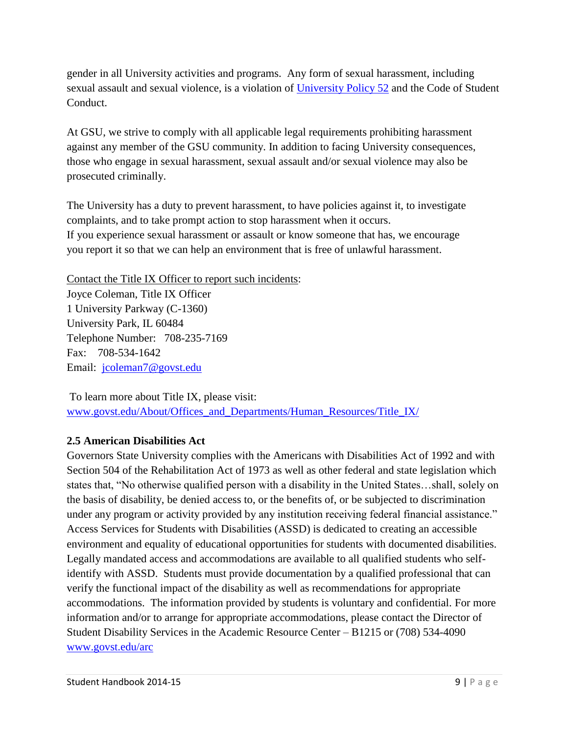gender in all University activities and programs. Any form of sexual harassment, including sexual assault and sexual violence, is a violation of [University Policy 52](#) and the Code of Student Conduct.

At GSU, we strive to comply with all applicable legal requirements prohibiting harassment against any member of the GSU community. In addition to facing University consequences, those who engage in sexual harassment, sexual assault and/or sexual violence may also be prosecuted criminally.

The University has a duty to prevent harassment, to have policies against it, to investigate complaints, and to take prompt action to stop harassment when it occurs.
If you experience sexual harassment or assault or know someone that has, we encourage you report it so that we can help an environment that is free of unlawful harassment.

Contact the Title IX Officer to report such incidents:
Joyce Coleman, Title IX Officer
1 University Parkway (C-1360)
University Park, IL 60484
Telephone Number: 708-235-7169
Fax: 708-534-1642
Email: jcoleman7@govst.edu

To learn more about Title IX, please visit:
www.govst.edu/About/Offices_and_Departments/Human_Resources/Title_IX/

### 2.5 American Disabilities Act

Governors State University complies with the Americans with Disabilities Act of 1992 and with Section 504 of the Rehabilitation Act of 1973 as well as other federal and state legislation which states that, "No otherwise qualified person with a disability in the United States…shall, solely on the basis of disability, be denied access to, or the benefits of, or be subjected to discrimination under any program or activity provided by any institution receiving federal financial assistance." Access Services for Students with Disabilities (ASSD) is dedicated to creating an accessible environment and equality of educational opportunities for students with documented disabilities. Legally mandated access and accommodations are available to all qualified students who self-identify with ASSD. Students must provide documentation by a qualified professional that can verify the functional impact of the disability as well as recommendations for appropriate accommodations. The information provided by students is voluntary and confidential. For more information and/or to arrange for appropriate accommodations, please contact the Director of Student Disability Services in the Academic Resource Center – B1215 or (708) 534-4090 www.govst.edu/arc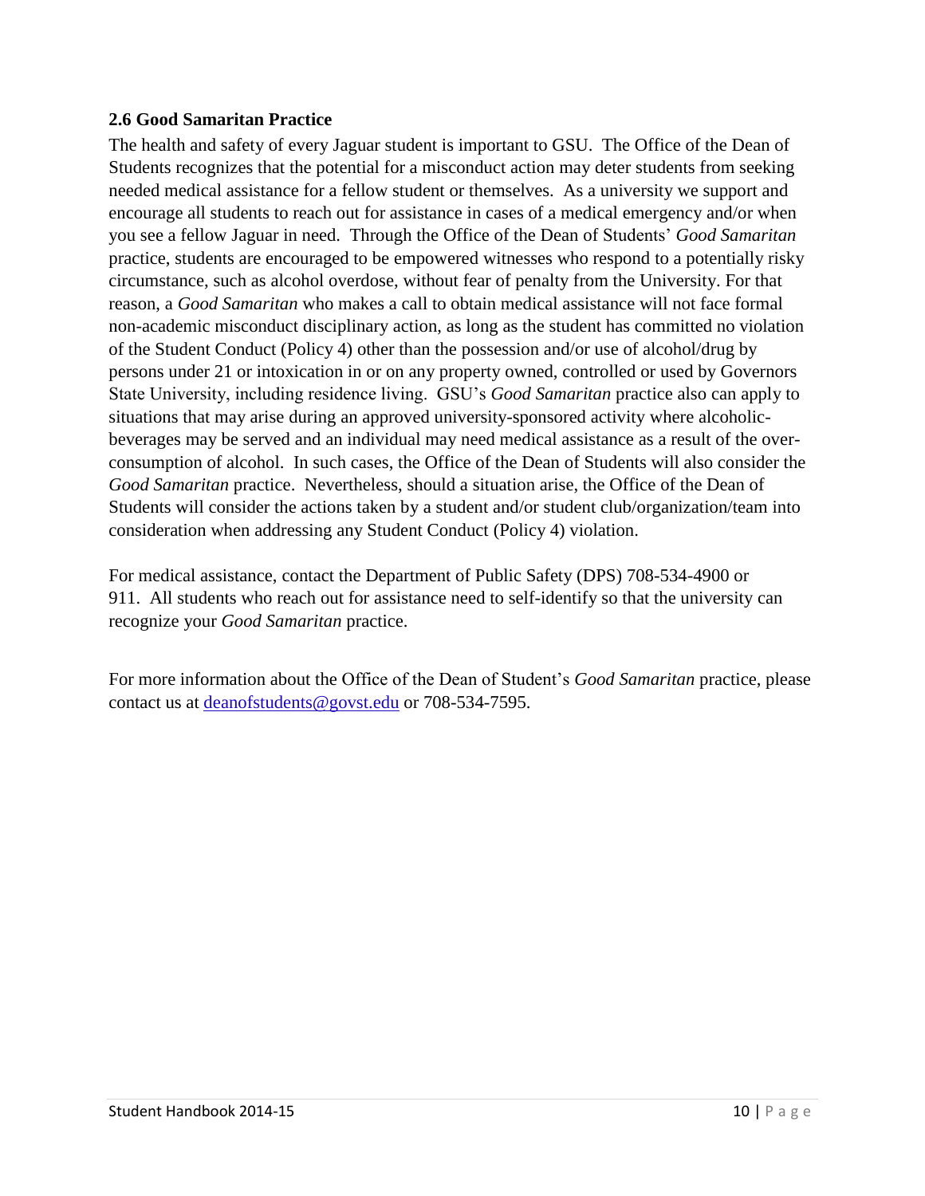### 2.6 Good Samaritan Practice

The health and safety of every Jaguar student is important to GSU. The Office of the Dean of Students recognizes that the potential for a misconduct action may deter students from seeking needed medical assistance for a fellow student or themselves. As a university we support and encourage all students to reach out for assistance in cases of a medical emergency and/or when you see a fellow Jaguar in need. Through the Office of the Dean of Students' *Good Samaritan* practice, students are encouraged to be empowered witnesses who respond to a potentially risky circumstance, such as alcohol overdose, without fear of penalty from the University. For that reason, a *Good Samaritan* who makes a call to obtain medical assistance will not face formal non-academic misconduct disciplinary action, as long as the student has committed no violation of the Student Conduct (Policy 4) other than the possession and/or use of alcohol/drug by persons under 21 or intoxication in or on any property owned, controlled or used by Governors State University, including residence living. GSU's *Good Samaritan* practice also can apply to situations that may arise during an approved university-sponsored activity where alcoholic-beverages may be served and an individual may need medical assistance as a result of the over-consumption of alcohol. In such cases, the Office of the Dean of Students will also consider the *Good Samaritan* practice. Nevertheless, should a situation arise, the Office of the Dean of Students will consider the actions taken by a student and/or student club/organization/team into consideration when addressing any Student Conduct (Policy 4) violation.

For medical assistance, contact the Department of Public Safety (DPS) 708-534-4900 or 911. All students who reach out for assistance need to self-identify so that the university can recognize your *Good Samaritan* practice.

For more information about the Office of the Dean of Student's *Good Samaritan* practice, please contact us at [deanofstudents@govst.edu](mailto:deanofstudents@govst.edu) or 708-534-7595.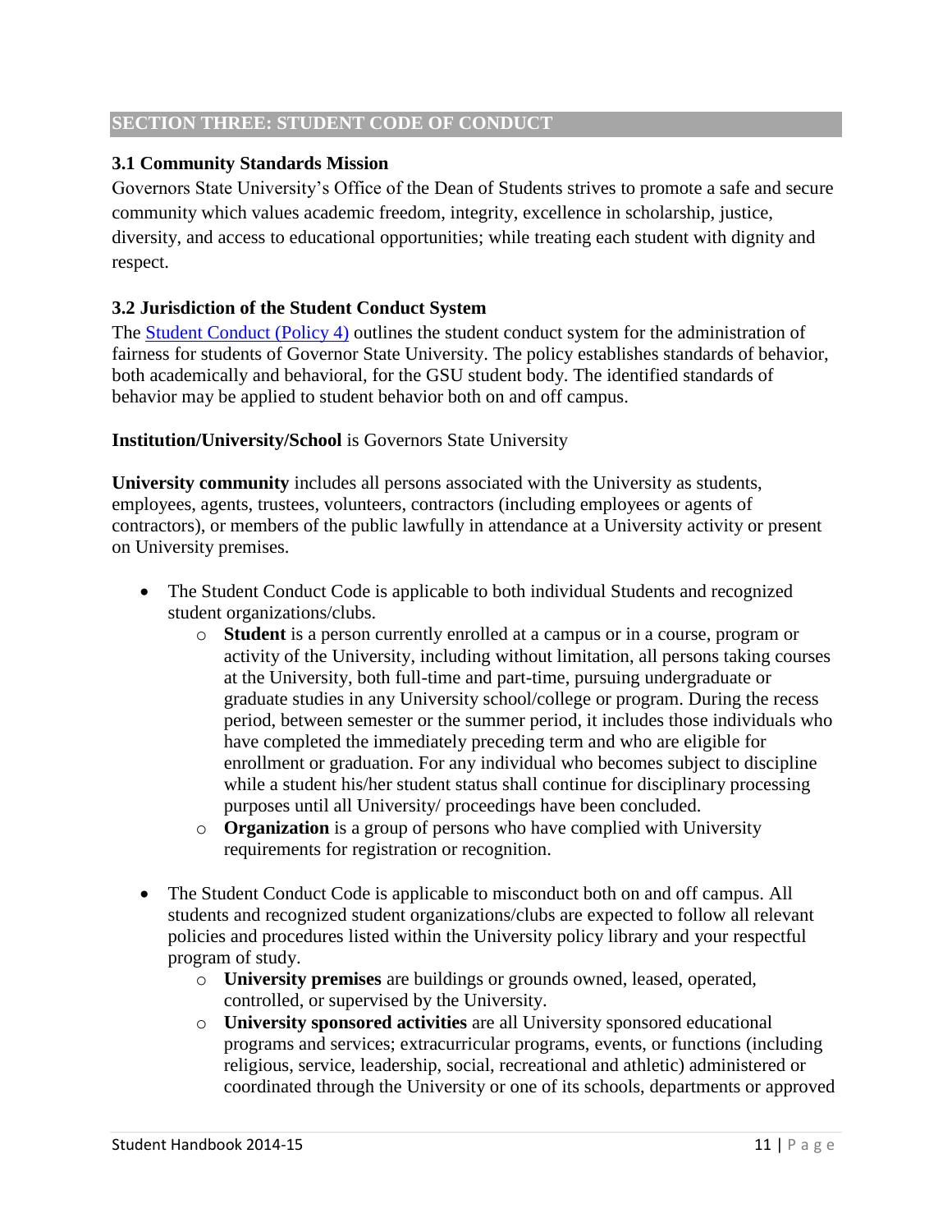## SECTION THREE: STUDENT CODE OF CONDUCT

### 3.1 Community Standards Mission

Governors State University's Office of the Dean of Students strives to promote a safe and secure community which values academic freedom, integrity, excellence in scholarship, justice, diversity, and access to educational opportunities; while treating each student with dignity and respect.

### 3.2 Jurisdiction of the Student Conduct System

The Student Conduct (Policy 4) outlines the student conduct system for the administration of fairness for students of Governor State University. The policy establishes standards of behavior, both academically and behavioral, for the GSU student body. The identified standards of behavior may be applied to student behavior both on and off campus.

**Institution/University/School** is Governors State University

**University community** includes all persons associated with the University as students, employees, agents, trustees, volunteers, contractors (including employees or agents of contractors), or members of the public lawfully in attendance at a University activity or present on University premises.

- The Student Conduct Code is applicable to both individual Students and recognized student organizations/clubs.
    - **Student** is a person currently enrolled at a campus or in a course, program or activity of the University, including without limitation, all persons taking courses at the University, both full-time and part-time, pursuing undergraduate or graduate studies in any University school/college or program. During the recess period, between semester or the summer period, it includes those individuals who have completed the immediately preceding term and who are eligible for enrollment or graduation. For any individual who becomes subject to discipline while a student his/her student status shall continue for disciplinary processing purposes until all University/ proceedings have been concluded.
    - **Organization** is a group of persons who have complied with University requirements for registration or recognition.

- The Student Conduct Code is applicable to misconduct both on and off campus. All students and recognized student organizations/clubs are expected to follow all relevant policies and procedures listed within the University policy library and your respectful program of study.
    - **University premises** are buildings or grounds owned, leased, operated, controlled, or supervised by the University.
    - **University sponsored activities** are all University sponsored educational programs and services; extracurricular programs, events, or functions (including religious, service, leadership, social, recreational and athletic) administered or coordinated through the University or one of its schools, departments or approved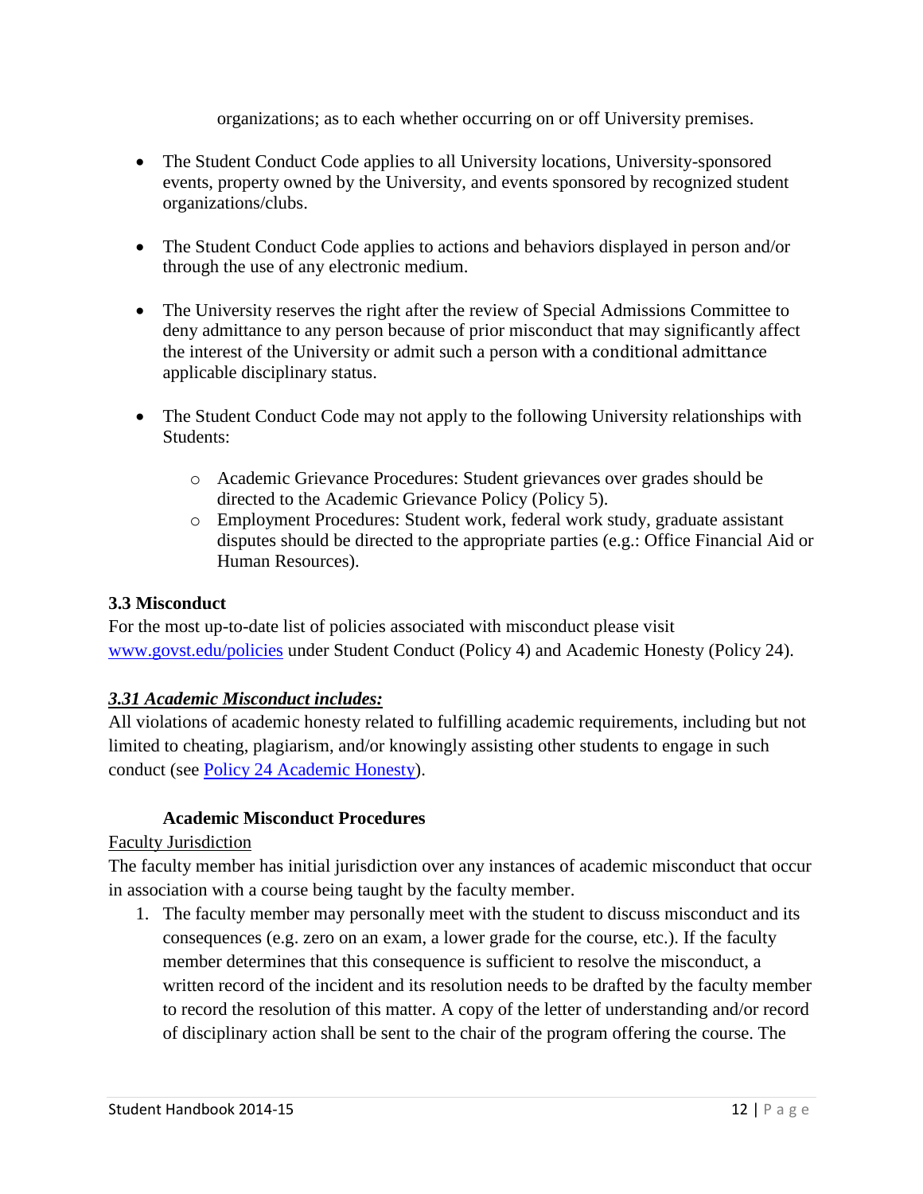organizations; as to each whether occurring on or off University premises.

- The Student Conduct Code applies to all University locations, University-sponsored events, property owned by the University, and events sponsored by recognized student organizations/clubs.

- The Student Conduct Code applies to actions and behaviors displayed in person and/or through the use of any electronic medium.

- The University reserves the right after the review of Special Admissions Committee to deny admittance to any person because of prior misconduct that may significantly affect the interest of the University or admit such a person with a conditional admittance applicable disciplinary status.

- The Student Conduct Code may not apply to the following University relationships with Students:

  - Academic Grievance Procedures: Student grievances over grades should be directed to the Academic Grievance Policy (Policy 5).
  - Employment Procedures: Student work, federal work study, graduate assistant disputes should be directed to the appropriate parties (e.g.: Office Financial Aid or Human Resources).

### 3.3 Misconduct

For the most up-to-date list of policies associated with misconduct please visit [www.govst.edu/policies](www.govst.edu/policies) under Student Conduct (Policy 4) and Academic Honesty (Policy 24).

#### ***3.31 Academic Misconduct includes:***

All violations of academic honesty related to fulfilling academic requirements, including but not limited to cheating, plagiarism, and/or knowingly assisting other students to engage in such conduct (see [Policy 24 Academic Honesty]()).

**Academic Misconduct Procedures**

Faculty Jurisdiction

The faculty member has initial jurisdiction over any instances of academic misconduct that occur in association with a course being taught by the faculty member.

1. The faculty member may personally meet with the student to discuss misconduct and its consequences (e.g. zero on an exam, a lower grade for the course, etc.). If the faculty member determines that this consequence is sufficient to resolve the misconduct, a written record of the incident and its resolution needs to be drafted by the faculty member to record the resolution of this matter. A copy of the letter of understanding and/or record of disciplinary action shall be sent to the chair of the program offering the course. The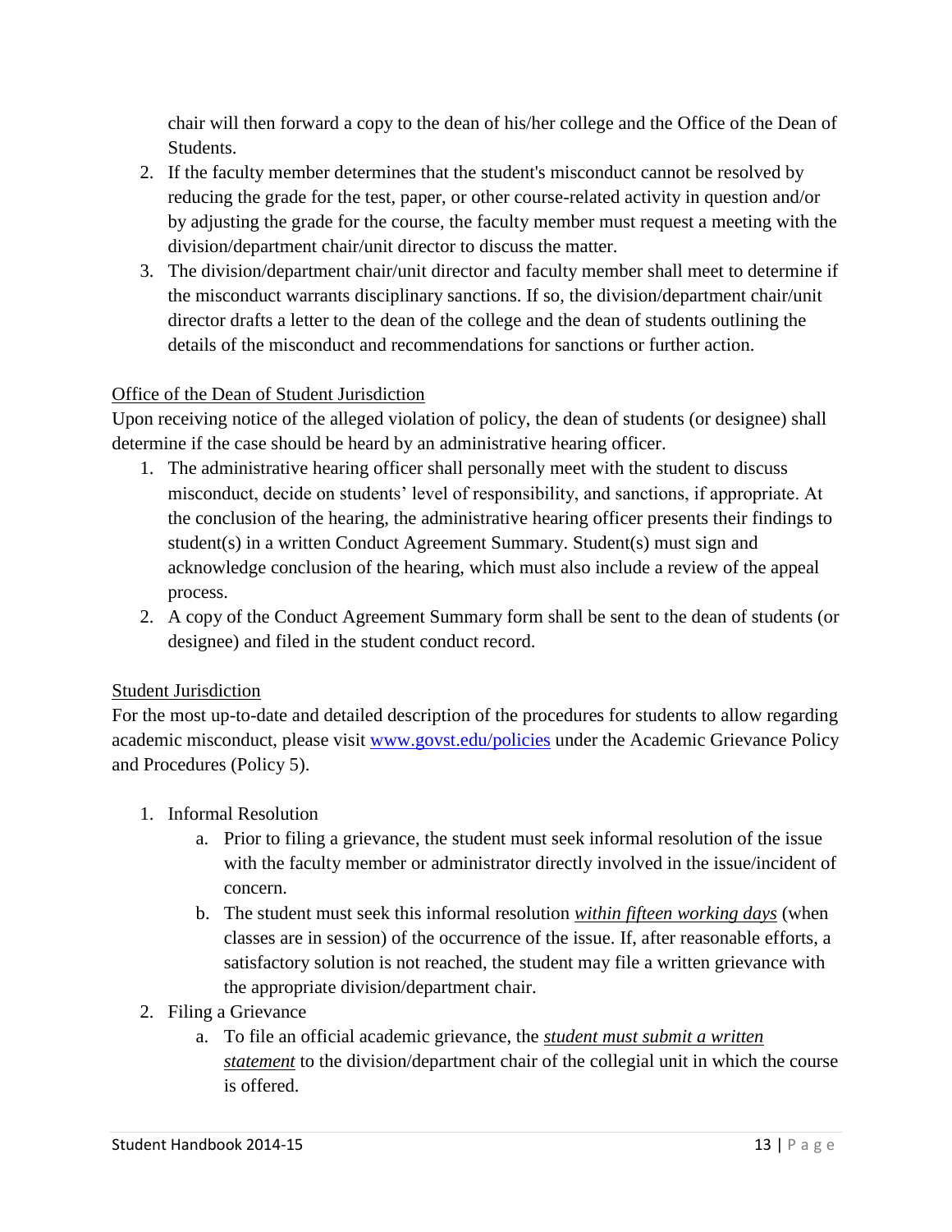chair will then forward a copy to the dean of his/her college and the Office of the Dean of Students.

2. If the faculty member determines that the student's misconduct cannot be resolved by reducing the grade for the test, paper, or other course-related activity in question and/or by adjusting the grade for the course, the faculty member must request a meeting with the division/department chair/unit director to discuss the matter.
3. The division/department chair/unit director and faculty member shall meet to determine if the misconduct warrants disciplinary sanctions. If so, the division/department chair/unit director drafts a letter to the dean of the college and the dean of students outlining the details of the misconduct and recommendations for sanctions or further action.

<u>Office of the Dean of Student Jurisdiction</u>

Upon receiving notice of the alleged violation of policy, the dean of students (or designee) shall determine if the case should be heard by an administrative hearing officer.

1. The administrative hearing officer shall personally meet with the student to discuss misconduct, decide on students' level of responsibility, and sanctions, if appropriate. At the conclusion of the hearing, the administrative hearing officer presents their findings to student(s) in a written Conduct Agreement Summary. Student(s) must sign and acknowledge conclusion of the hearing, which must also include a review of the appeal process.
2. A copy of the Conduct Agreement Summary form shall be sent to the dean of students (or designee) and filed in the student conduct record.

<u>Student Jurisdiction</u>

For the most up-to-date and detailed description of the procedures for students to allow regarding academic misconduct, please visit [www.govst.edu/policies](http://www.govst.edu/policies) under the Academic Grievance Policy and Procedures (Policy 5).

1. Informal Resolution
   a. Prior to filing a grievance, the student must seek informal resolution of the issue with the faculty member or administrator directly involved in the issue/incident of concern.
   b. The student must seek this informal resolution <u>*within fifteen working days*</u> (when classes are in session) of the occurrence of the issue. If, after reasonable efforts, a satisfactory solution is not reached, the student may file a written grievance with the appropriate division/department chair.
2. Filing a Grievance
   a. To file an official academic grievance, the <u>*student must submit a written statement*</u> to the division/department chair of the collegial unit in which the course is offered.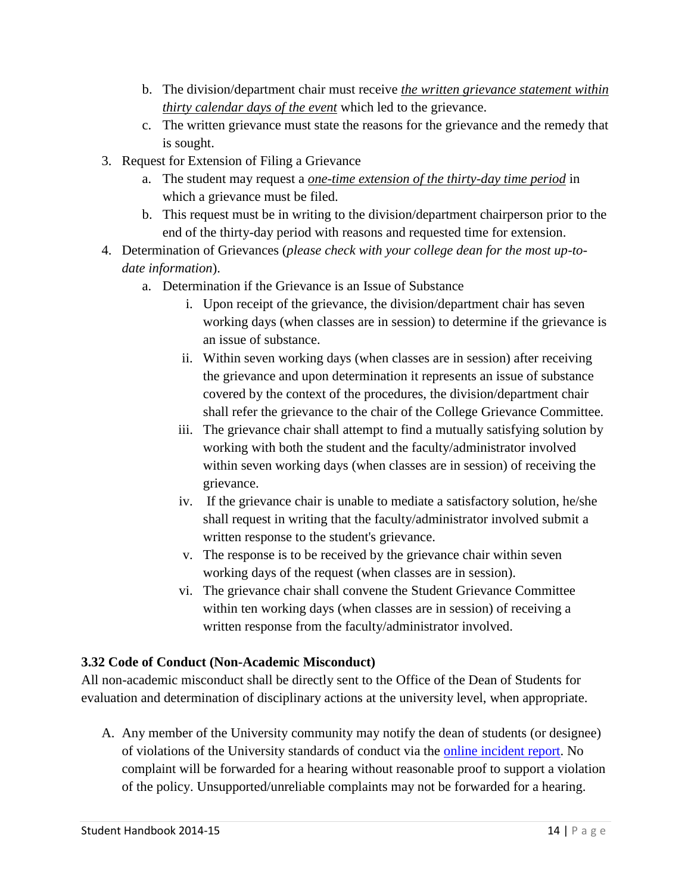b. The division/department chair must receive ***the written grievance statement within thirty calendar days of the event*** which led to the grievance.
   c. The written grievance must state the reasons for the grievance and the remedy that is sought.
3. Request for Extension of Filing a Grievance
   a. The student may request a ***one-time extension of the thirty-day time period*** in which a grievance must be filed.
   b. This request must be in writing to the division/department chairperson prior to the end of the thirty-day period with reasons and requested time for extension.
4. Determination of Grievances (*please check with your college dean for the most up-to-date information*).
   a. Determination if the Grievance is an Issue of Substance
      i. Upon receipt of the grievance, the division/department chair has seven working days (when classes are in session) to determine if the grievance is an issue of substance.
      ii. Within seven working days (when classes are in session) after receiving the grievance and upon determination it represents an issue of substance covered by the context of the procedures, the division/department chair shall refer the grievance to the chair of the College Grievance Committee.
      iii. The grievance chair shall attempt to find a mutually satisfying solution by working with both the student and the faculty/administrator involved within seven working days (when classes are in session) of receiving the grievance.
      iv. If the grievance chair is unable to mediate a satisfactory solution, he/she shall request in writing that the faculty/administrator involved submit a written response to the student's grievance.
      v. The response is to be received by the grievance chair within seven working days of the request (when classes are in session).
      vi. The grievance chair shall convene the Student Grievance Committee within ten working days (when classes are in session) of receiving a written response from the faculty/administrator involved.

### 3.32 Code of Conduct (Non-Academic Misconduct)

All non-academic misconduct shall be directly sent to the Office of the Dean of Students for evaluation and determination of disciplinary actions at the university level, when appropriate.

A. Any member of the University community may notify the dean of students (or designee) of violations of the University standards of conduct via the online incident report. No complaint will be forwarded for a hearing without reasonable proof to support a violation of the policy. Unsupported/unreliable complaints may not be forwarded for a hearing.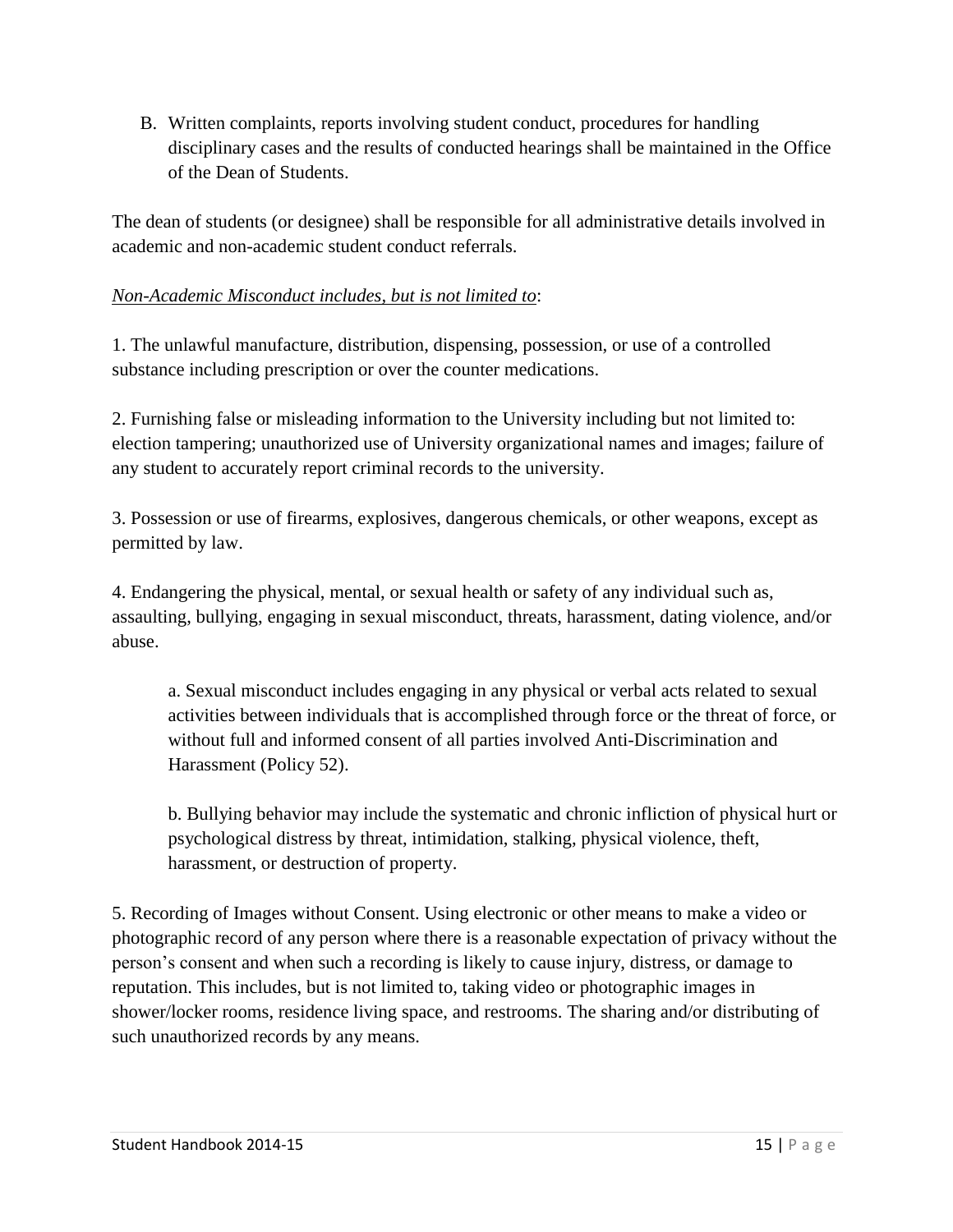B. Written complaints, reports involving student conduct, procedures for handling disciplinary cases and the results of conducted hearings shall be maintained in the Office of the Dean of Students.

The dean of students (or designee) shall be responsible for all administrative details involved in academic and non-academic student conduct referrals.

*<u>Non-Academic Misconduct includes, but is not limited to</u>*:

1. The unlawful manufacture, distribution, dispensing, possession, or use of a controlled substance including prescription or over the counter medications.

2. Furnishing false or misleading information to the University including but not limited to: election tampering; unauthorized use of University organizational names and images; failure of any student to accurately report criminal records to the university.

3. Possession or use of firearms, explosives, dangerous chemicals, or other weapons, except as permitted by law.

4. Endangering the physical, mental, or sexual health or safety of any individual such as, assaulting, bullying, engaging in sexual misconduct, threats, harassment, dating violence, and/or abuse.

   a. Sexual misconduct includes engaging in any physical or verbal acts related to sexual activities between individuals that is accomplished through force or the threat of force, or without full and informed consent of all parties involved Anti-Discrimination and Harassment (Policy 52).

   b. Bullying behavior may include the systematic and chronic infliction of physical hurt or psychological distress by threat, intimidation, stalking, physical violence, theft, harassment, or destruction of property.

5. Recording of Images without Consent. Using electronic or other means to make a video or photographic record of any person where there is a reasonable expectation of privacy without the person's consent and when such a recording is likely to cause injury, distress, or damage to reputation. This includes, but is not limited to, taking video or photographic images in shower/locker rooms, residence living space, and restrooms. The sharing and/or distributing of such unauthorized records by any means.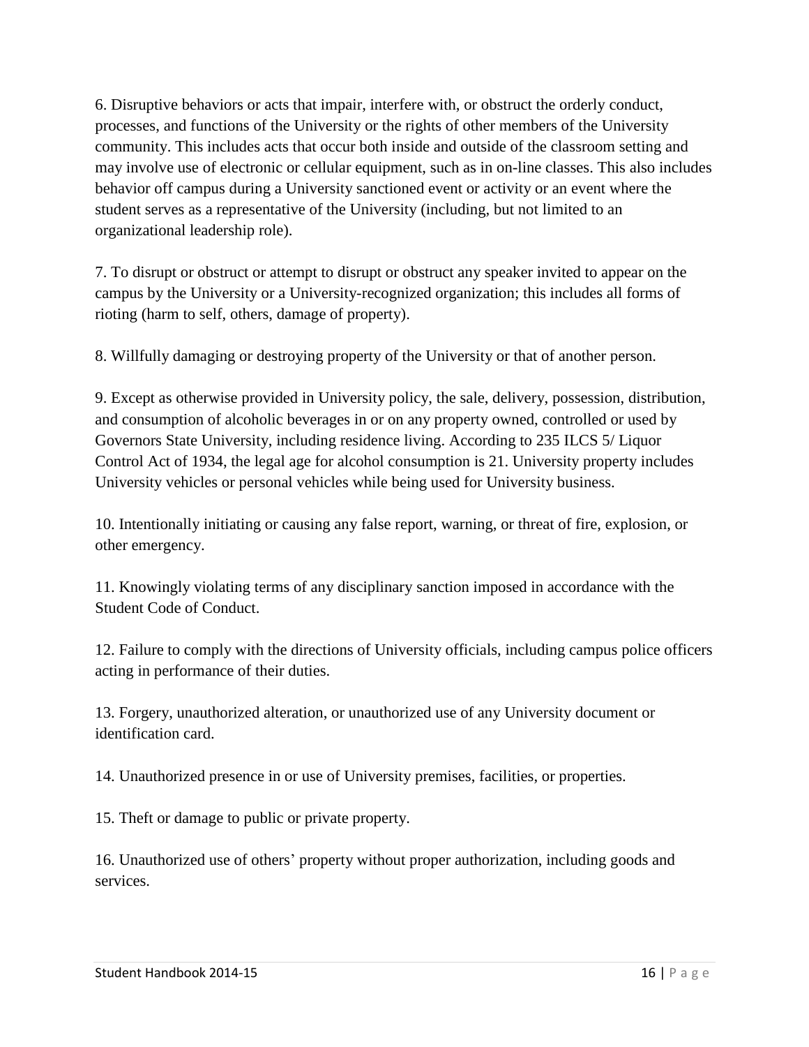6. Disruptive behaviors or acts that impair, interfere with, or obstruct the orderly conduct, processes, and functions of the University or the rights of other members of the University community. This includes acts that occur both inside and outside of the classroom setting and may involve use of electronic or cellular equipment, such as in on-line classes. This also includes behavior off campus during a University sanctioned event or activity or an event where the student serves as a representative of the University (including, but not limited to an organizational leadership role).

7. To disrupt or obstruct or attempt to disrupt or obstruct any speaker invited to appear on the campus by the University or a University-recognized organization; this includes all forms of rioting (harm to self, others, damage of property).

8. Willfully damaging or destroying property of the University or that of another person.

9. Except as otherwise provided in University policy, the sale, delivery, possession, distribution, and consumption of alcoholic beverages in or on any property owned, controlled or used by Governors State University, including residence living. According to 235 ILCS 5/ Liquor Control Act of 1934, the legal age for alcohol consumption is 21. University property includes University vehicles or personal vehicles while being used for University business.

10. Intentionally initiating or causing any false report, warning, or threat of fire, explosion, or other emergency.

11. Knowingly violating terms of any disciplinary sanction imposed in accordance with the Student Code of Conduct.

12. Failure to comply with the directions of University officials, including campus police officers acting in performance of their duties.

13. Forgery, unauthorized alteration, or unauthorized use of any University document or identification card.

14. Unauthorized presence in or use of University premises, facilities, or properties.

15. Theft or damage to public or private property.

16. Unauthorized use of others' property without proper authorization, including goods and services.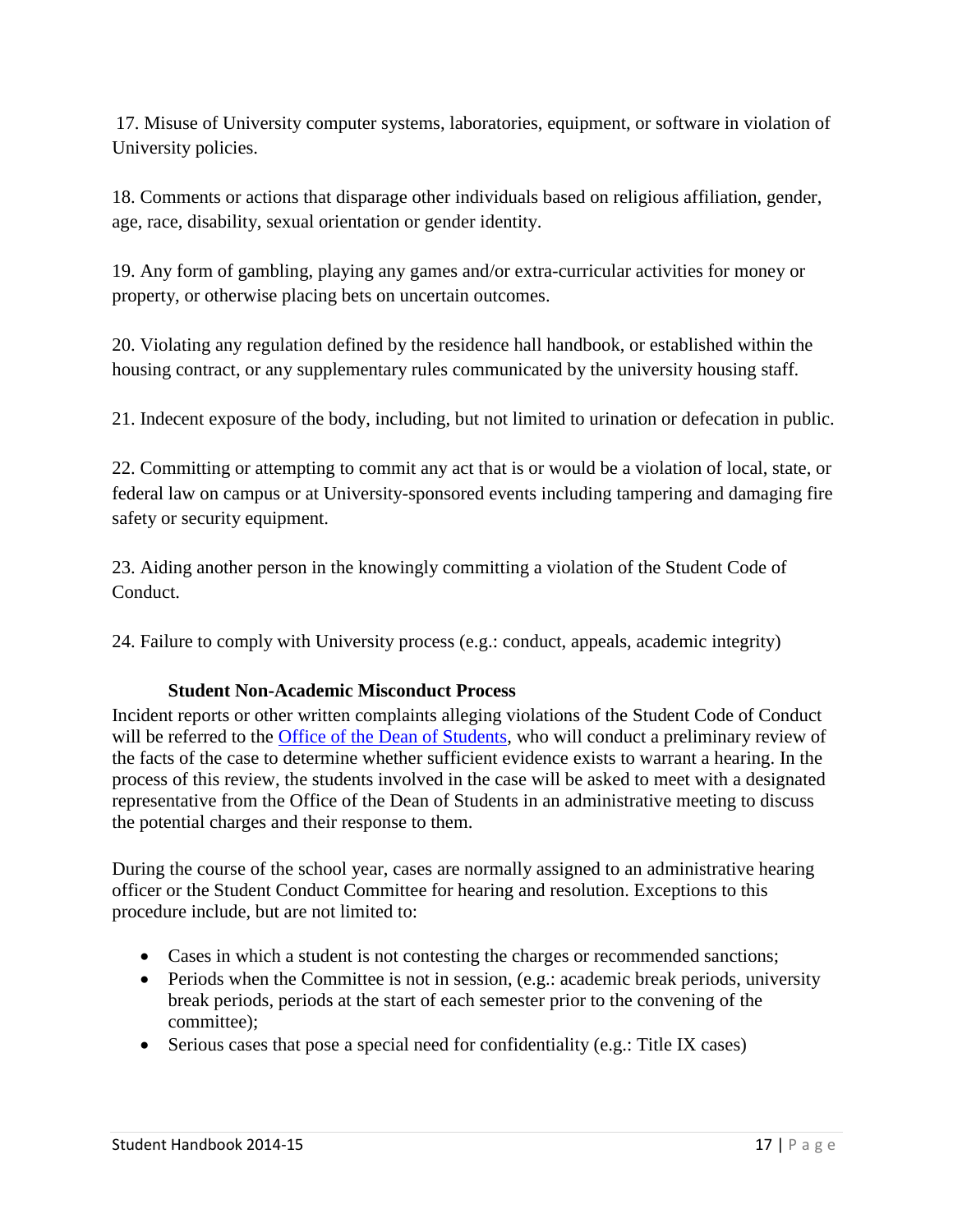17. Misuse of University computer systems, laboratories, equipment, or software in violation of University policies.

18. Comments or actions that disparage other individuals based on religious affiliation, gender, age, race, disability, sexual orientation or gender identity.

19. Any form of gambling, playing any games and/or extra-curricular activities for money or property, or otherwise placing bets on uncertain outcomes.

20. Violating any regulation defined by the residence hall handbook, or established within the housing contract, or any supplementary rules communicated by the university housing staff.

21. Indecent exposure of the body, including, but not limited to urination or defecation in public.

22. Committing or attempting to commit any act that is or would be a violation of local, state, or federal law on campus or at University-sponsored events including tampering and damaging fire safety or security equipment.

23. Aiding another person in the knowingly committing a violation of the Student Code of Conduct.

24. Failure to comply with University process (e.g.: conduct, appeals, academic integrity)

### Student Non-Academic Misconduct Process

Incident reports or other written complaints alleging violations of the Student Code of Conduct will be referred to the Office of the Dean of Students, who will conduct a preliminary review of the facts of the case to determine whether sufficient evidence exists to warrant a hearing. In the process of this review, the students involved in the case will be asked to meet with a designated representative from the Office of the Dean of Students in an administrative meeting to discuss the potential charges and their response to them.

During the course of the school year, cases are normally assigned to an administrative hearing officer or the Student Conduct Committee for hearing and resolution. Exceptions to this procedure include, but are not limited to:

- Cases in which a student is not contesting the charges or recommended sanctions;
- Periods when the Committee is not in session, (e.g.: academic break periods, university break periods, periods at the start of each semester prior to the convening of the committee);
- Serious cases that pose a special need for confidentiality (e.g.: Title IX cases)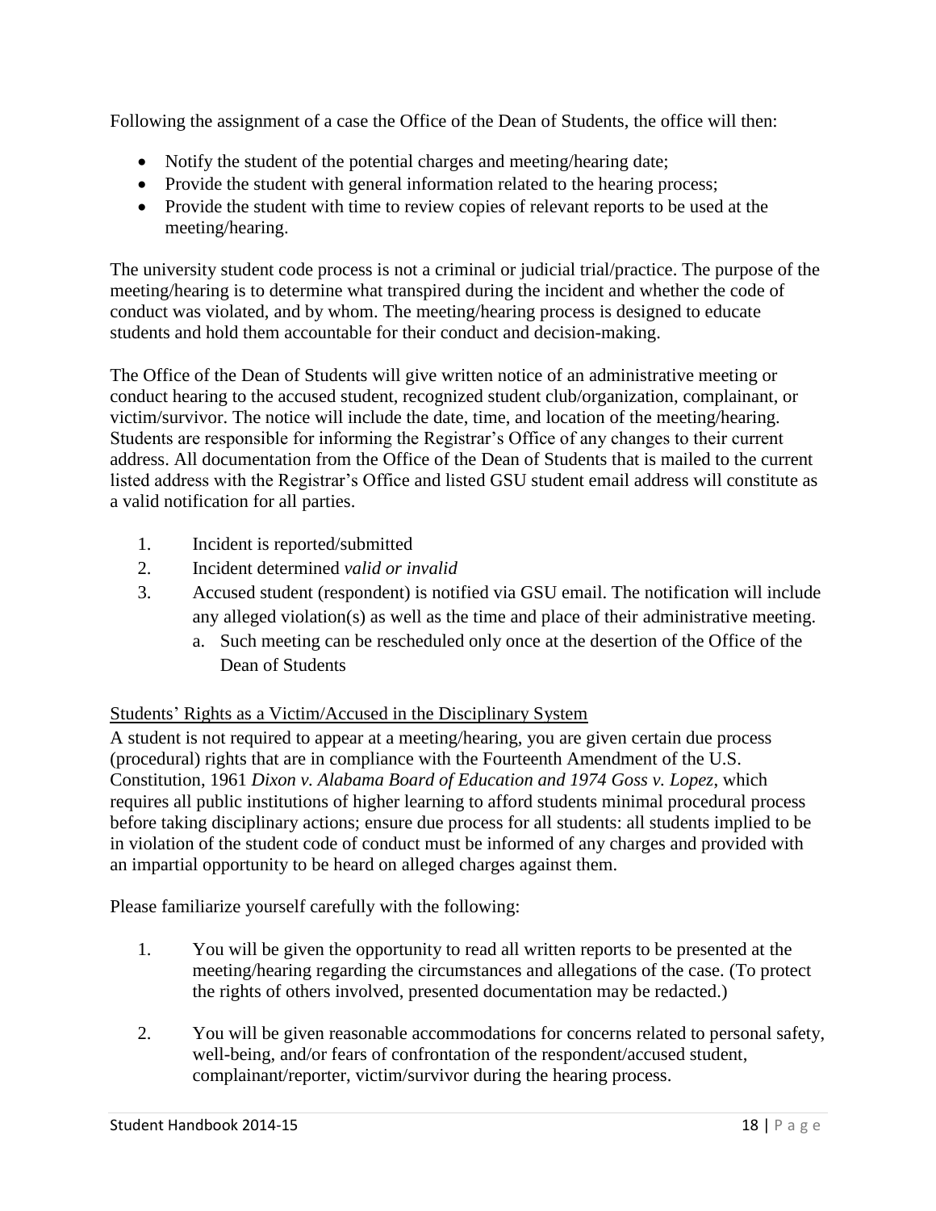Following the assignment of a case the Office of the Dean of Students, the office will then:

- Notify the student of the potential charges and meeting/hearing date;
- Provide the student with general information related to the hearing process;
- Provide the student with time to review copies of relevant reports to be used at the meeting/hearing.

The university student code process is not a criminal or judicial trial/practice. The purpose of the meeting/hearing is to determine what transpired during the incident and whether the code of conduct was violated, and by whom. The meeting/hearing process is designed to educate students and hold them accountable for their conduct and decision-making.

The Office of the Dean of Students will give written notice of an administrative meeting or conduct hearing to the accused student, recognized student club/organization, complainant, or victim/survivor. The notice will include the date, time, and location of the meeting/hearing. Students are responsible for informing the Registrar's Office of any changes to their current address. All documentation from the Office of the Dean of Students that is mailed to the current listed address with the Registrar's Office and listed GSU student email address will constitute as a valid notification for all parties.

1. Incident is reported/submitted
2. Incident determined *valid or invalid*
3. Accused student (respondent) is notified via GSU email. The notification will include any alleged violation(s) as well as the time and place of their administrative meeting.
   a. Such meeting can be rescheduled only once at the desertion of the Office of the Dean of Students

<u>Students' Rights as a Victim/Accused in the Disciplinary System</u>

A student is not required to appear at a meeting/hearing, you are given certain due process (procedural) rights that are in compliance with the Fourteenth Amendment of the U.S. Constitution, 1961 *Dixon v. Alabama Board of Education and 1974 Goss v. Lopez*, which requires all public institutions of higher learning to afford students minimal procedural process before taking disciplinary actions; ensure due process for all students: all students implied to be in violation of the student code of conduct must be informed of any charges and provided with an impartial opportunity to be heard on alleged charges against them.

Please familiarize yourself carefully with the following:

1. You will be given the opportunity to read all written reports to be presented at the meeting/hearing regarding the circumstances and allegations of the case. (To protect the rights of others involved, presented documentation may be redacted.)

2. You will be given reasonable accommodations for concerns related to personal safety, well-being, and/or fears of confrontation of the respondent/accused student, complainant/reporter, victim/survivor during the hearing process.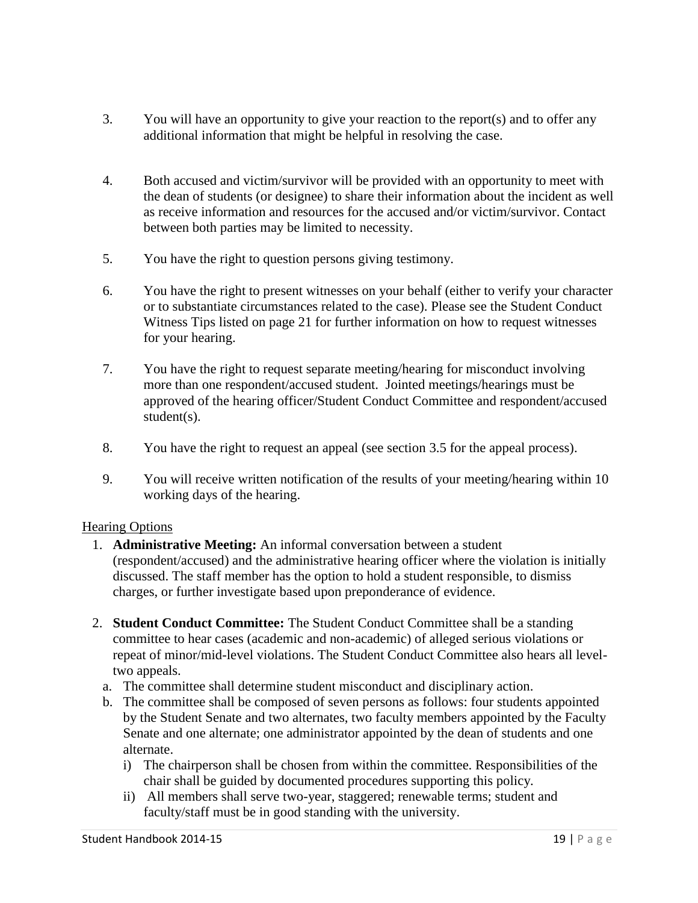3. You will have an opportunity to give your reaction to the report(s) and to offer any additional information that might be helpful in resolving the case.

4. Both accused and victim/survivor will be provided with an opportunity to meet with the dean of students (or designee) to share their information about the incident as well as receive information and resources for the accused and/or victim/survivor. Contact between both parties may be limited to necessity.

5. You have the right to question persons giving testimony.

6. You have the right to present witnesses on your behalf (either to verify your character or to substantiate circumstances related to the case). Please see the Student Conduct Witness Tips listed on page 21 for further information on how to request witnesses for your hearing.

7. You have the right to request separate meeting/hearing for misconduct involving more than one respondent/accused student. Jointed meetings/hearings must be approved of the hearing officer/Student Conduct Committee and respondent/accused student(s).

8. You have the right to request an appeal (see section 3.5 for the appeal process).

9. You will receive written notification of the results of your meeting/hearing within 10 working days of the hearing.

<u>Hearing Options</u>

1. **Administrative Meeting:** An informal conversation between a student (respondent/accused) and the administrative hearing officer where the violation is initially discussed. The staff member has the option to hold a student responsible, to dismiss charges, or further investigate based upon preponderance of evidence.

2. **Student Conduct Committee:** The Student Conduct Committee shall be a standing committee to hear cases (academic and non-academic) of alleged serious violations or repeat of minor/mid-level violations. The Student Conduct Committee also hears all level-two appeals.
   a. The committee shall determine student misconduct and disciplinary action.
   b. The committee shall be composed of seven persons as follows: four students appointed by the Student Senate and two alternates, two faculty members appointed by the Faculty Senate and one alternate; one administrator appointed by the dean of students and one alternate.
      i) The chairperson shall be chosen from within the committee. Responsibilities of the chair shall be guided by documented procedures supporting this policy.
      ii) All members shall serve two-year, staggered; renewable terms; student and faculty/staff must be in good standing with the university.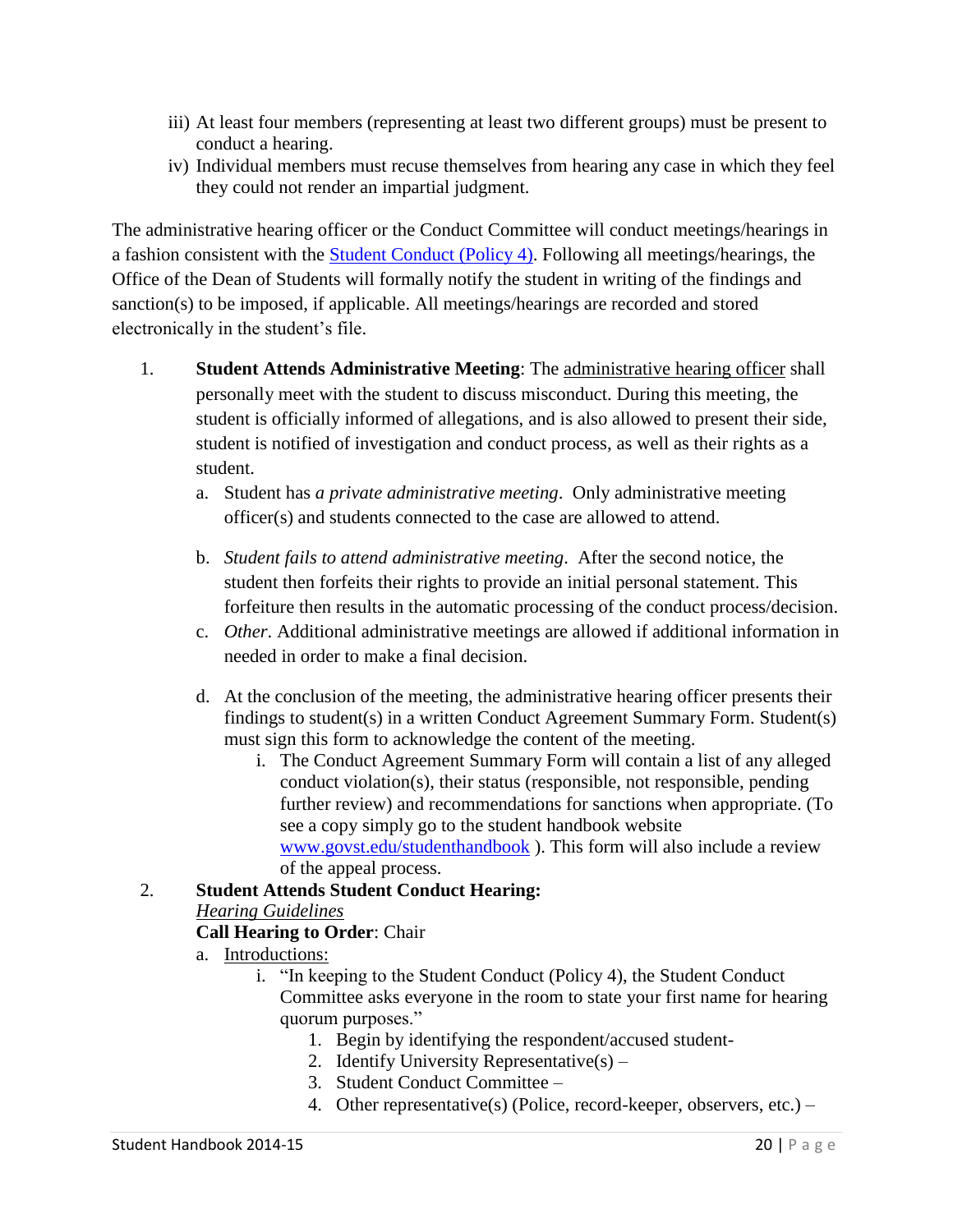iii) At least four members (representing at least two different groups) must be present to conduct a hearing.

iv) Individual members must recuse themselves from hearing any case in which they feel they could not render an impartial judgment.

The administrative hearing officer or the Conduct Committee will conduct meetings/hearings in a fashion consistent with the [Student Conduct (Policy 4)](). Following all meetings/hearings, the Office of the Dean of Students will formally notify the student in writing of the findings and sanction(s) to be imposed, if applicable. All meetings/hearings are recorded and stored electronically in the student's file.

1. **Student Attends Administrative Meeting**: The <u>administrative hearing officer</u> shall personally meet with the student to discuss misconduct. During this meeting, the student is officially informed of allegations, and is also allowed to present their side, student is notified of investigation and conduct process, as well as their rights as a student.
   a. Student has *a private administrative meeting*. Only administrative meeting officer(s) and students connected to the case are allowed to attend.
   b. *Student fails to attend administrative meeting*. After the second notice, the student then forfeits their rights to provide an initial personal statement. This forfeiture then results in the automatic processing of the conduct process/decision.
   c. *Other*. Additional administrative meetings are allowed if additional information in needed in order to make a final decision.
   d. At the conclusion of the meeting, the administrative hearing officer presents their findings to student(s) in a written Conduct Agreement Summary Form. Student(s) must sign this form to acknowledge the content of the meeting.
      i. The Conduct Agreement Summary Form will contain a list of any alleged conduct violation(s), their status (responsible, not responsible, pending further review) and recommendations for sanctions when appropriate. (To see a copy simply go to the student handbook website [www.govst.edu/studenthandbook]() ). This form will also include a review of the appeal process.

2. **Student Attends Student Conduct Hearing:**
   <u>*Hearing Guidelines*</u>
   **Call Hearing to Order**: Chair
   a. <u>Introductions:</u>
      i. "In keeping to the Student Conduct (Policy 4), the Student Conduct Committee asks everyone in the room to state your first name for hearing quorum purposes."
         1. Begin by identifying the respondent/accused student-
         2. Identify University Representative(s) –
         3. Student Conduct Committee –
         4. Other representative(s) (Police, record-keeper, observers, etc.) –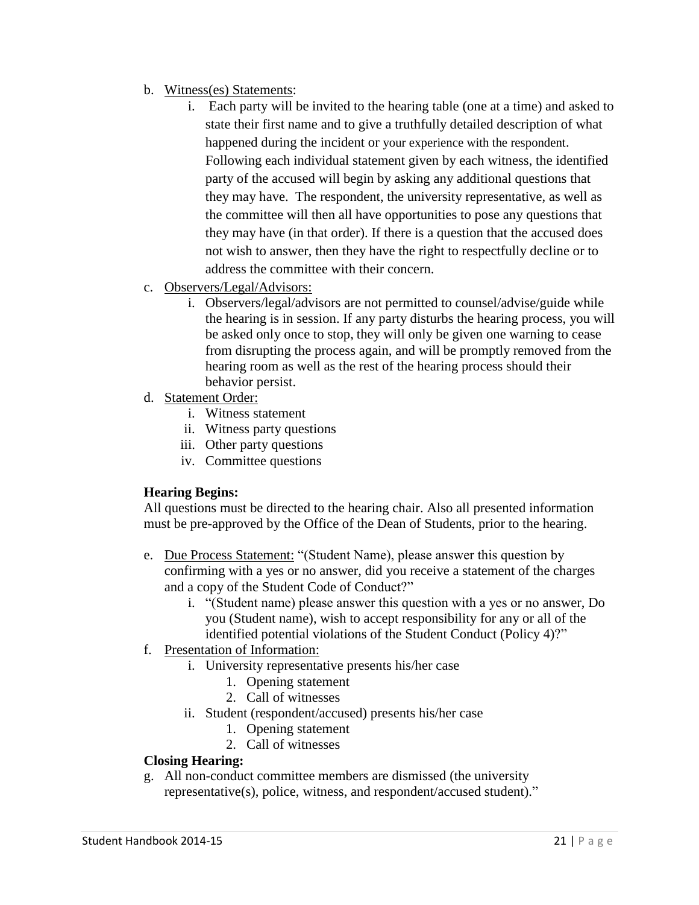b. Witness(es) Statements:
    i. Each party will be invited to the hearing table (one at a time) and asked to state their first name and to give a truthfully detailed description of what happened during the incident or your experience with the respondent. Following each individual statement given by each witness, the identified party of the accused will begin by asking any additional questions that they may have. The respondent, the university representative, as well as the committee will then all have opportunities to pose any questions that they may have (in that order). If there is a question that the accused does not wish to answer, then they have the right to respectfully decline or to address the committee with their concern.

c. Observers/Legal/Advisors:
    i. Observers/legal/advisors are not permitted to counsel/advise/guide while the hearing is in session. If any party disturbs the hearing process, you will be asked only once to stop, they will only be given one warning to cease from disrupting the process again, and will be promptly removed from the hearing room as well as the rest of the hearing process should their behavior persist.

d. Statement Order:
    i. Witness statement
    ii. Witness party questions
    iii. Other party questions
    iv. Committee questions

**Hearing Begins:**

All questions must be directed to the hearing chair. Also all presented information must be pre-approved by the Office of the Dean of Students, prior to the hearing.

e. Due Process Statement: "(Student Name), please answer this question by confirming with a yes or no answer, did you receive a statement of the charges and a copy of the Student Code of Conduct?"
    i. "(Student name) please answer this question with a yes or no answer, Do you (Student name), wish to accept responsibility for any or all of the identified potential violations of the Student Conduct (Policy 4)?"

f. Presentation of Information:
    i. University representative presents his/her case
        1. Opening statement
        2. Call of witnesses
    ii. Student (respondent/accused) presents his/her case
        1. Opening statement
        2. Call of witnesses

**Closing Hearing:**

g. All non-conduct committee members are dismissed (the university representative(s), police, witness, and respondent/accused student)."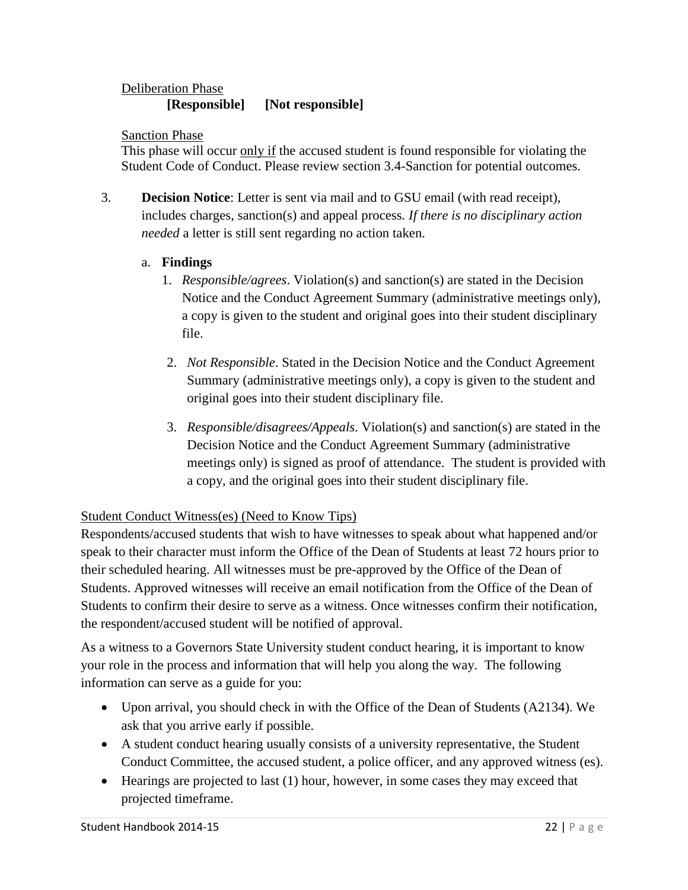Deliberation Phase

**[Responsible]** **[Not responsible]**

Sanction Phase

This phase will occur only if the accused student is found responsible for violating the Student Code of Conduct. Please review section 3.4-Sanction for potential outcomes.

3. **Decision Notice**: Letter is sent via mail and to GSU email (with read receipt), includes charges, sanction(s) and appeal process. *If there is no disciplinary action needed* a letter is still sent regarding no action taken.

   a. **Findings**

      1. *Responsible/agrees*. Violation(s) and sanction(s) are stated in the Decision Notice and the Conduct Agreement Summary (administrative meetings only), a copy is given to the student and original goes into their student disciplinary file.

      2. *Not Responsible*. Stated in the Decision Notice and the Conduct Agreement Summary (administrative meetings only), a copy is given to the student and original goes into their student disciplinary file.

      3. *Responsible/disagrees/Appeals*. Violation(s) and sanction(s) are stated in the Decision Notice and the Conduct Agreement Summary (administrative meetings only) is signed as proof of attendance. The student is provided with a copy, and the original goes into their student disciplinary file.

Student Conduct Witness(es) (Need to Know Tips)

Respondents/accused students that wish to have witnesses to speak about what happened and/or speak to their character must inform the Office of the Dean of Students at least 72 hours prior to their scheduled hearing. All witnesses must be pre-approved by the Office of the Dean of Students. Approved witnesses will receive an email notification from the Office of the Dean of Students to confirm their desire to serve as a witness. Once witnesses confirm their notification, the respondent/accused student will be notified of approval.

As a witness to a Governors State University student conduct hearing, it is important to know your role in the process and information that will help you along the way. The following information can serve as a guide for you:

- Upon arrival, you should check in with the Office of the Dean of Students (A2134). We ask that you arrive early if possible.
- A student conduct hearing usually consists of a university representative, the Student Conduct Committee, the accused student, a police officer, and any approved witness (es).
- Hearings are projected to last (1) hour, however, in some cases they may exceed that projected timeframe.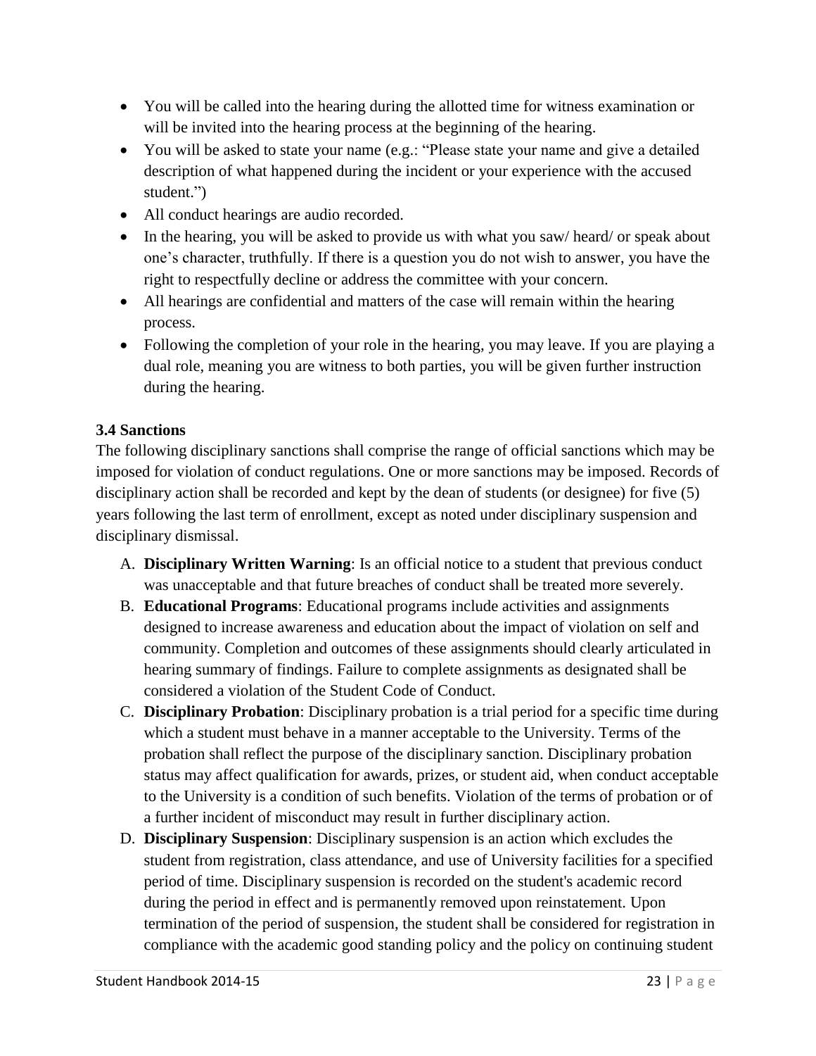- You will be called into the hearing during the allotted time for witness examination or will be invited into the hearing process at the beginning of the hearing.
- You will be asked to state your name (e.g.: "Please state your name and give a detailed description of what happened during the incident or your experience with the accused student.")
- All conduct hearings are audio recorded.
- In the hearing, you will be asked to provide us with what you saw/ heard/ or speak about one's character, truthfully. If there is a question you do not wish to answer, you have the right to respectfully decline or address the committee with your concern.
- All hearings are confidential and matters of the case will remain within the hearing process.
- Following the completion of your role in the hearing, you may leave. If you are playing a dual role, meaning you are witness to both parties, you will be given further instruction during the hearing.

**3.4 Sanctions**

The following disciplinary sanctions shall comprise the range of official sanctions which may be imposed for violation of conduct regulations. One or more sanctions may be imposed. Records of disciplinary action shall be recorded and kept by the dean of students (or designee) for five (5) years following the last term of enrollment, except as noted under disciplinary suspension and disciplinary dismissal.

A. **Disciplinary Written Warning**: Is an official notice to a student that previous conduct was unacceptable and that future breaches of conduct shall be treated more severely.
B. **Educational Programs**: Educational programs include activities and assignments designed to increase awareness and education about the impact of violation on self and community. Completion and outcomes of these assignments should clearly articulated in hearing summary of findings. Failure to complete assignments as designated shall be considered a violation of the Student Code of Conduct.
C. **Disciplinary Probation**: Disciplinary probation is a trial period for a specific time during which a student must behave in a manner acceptable to the University. Terms of the probation shall reflect the purpose of the disciplinary sanction. Disciplinary probation status may affect qualification for awards, prizes, or student aid, when conduct acceptable to the University is a condition of such benefits. Violation of the terms of probation or of a further incident of misconduct may result in further disciplinary action.
D. **Disciplinary Suspension**: Disciplinary suspension is an action which excludes the student from registration, class attendance, and use of University facilities for a specified period of time. Disciplinary suspension is recorded on the student's academic record during the period in effect and is permanently removed upon reinstatement. Upon termination of the period of suspension, the student shall be considered for registration in compliance with the academic good standing policy and the policy on continuing student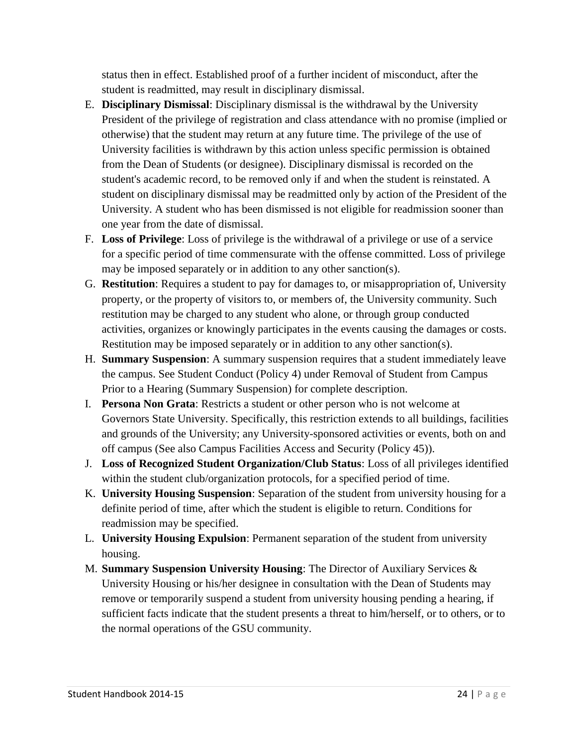status then in effect. Established proof of a further incident of misconduct, after the student is readmitted, may result in disciplinary dismissal.

E. **Disciplinary Dismissal**: Disciplinary dismissal is the withdrawal by the University President of the privilege of registration and class attendance with no promise (implied or otherwise) that the student may return at any future time. The privilege of the use of University facilities is withdrawn by this action unless specific permission is obtained from the Dean of Students (or designee). Disciplinary dismissal is recorded on the student's academic record, to be removed only if and when the student is reinstated. A student on disciplinary dismissal may be readmitted only by action of the President of the University. A student who has been dismissed is not eligible for readmission sooner than one year from the date of dismissal.
F. **Loss of Privilege**: Loss of privilege is the withdrawal of a privilege or use of a service for a specific period of time commensurate with the offense committed. Loss of privilege may be imposed separately or in addition to any other sanction(s).
G. **Restitution**: Requires a student to pay for damages to, or misappropriation of, University property, or the property of visitors to, or members of, the University community. Such restitution may be charged to any student who alone, or through group conducted activities, organizes or knowingly participates in the events causing the damages or costs. Restitution may be imposed separately or in addition to any other sanction(s).
H. **Summary Suspension**: A summary suspension requires that a student immediately leave the campus. See Student Conduct (Policy 4) under Removal of Student from Campus Prior to a Hearing (Summary Suspension) for complete description.
I. **Persona Non Grata**: Restricts a student or other person who is not welcome at Governors State University. Specifically, this restriction extends to all buildings, facilities and grounds of the University; any University-sponsored activities or events, both on and off campus (See also Campus Facilities Access and Security (Policy 45)).
J. **Loss of Recognized Student Organization/Club Status**: Loss of all privileges identified within the student club/organization protocols, for a specified period of time.
K. **University Housing Suspension**: Separation of the student from university housing for a definite period of time, after which the student is eligible to return. Conditions for readmission may be specified.
L. **University Housing Expulsion**: Permanent separation of the student from university housing.
M. **Summary Suspension University Housing**: The Director of Auxiliary Services & University Housing or his/her designee in consultation with the Dean of Students may remove or temporarily suspend a student from university housing pending a hearing, if sufficient facts indicate that the student presents a threat to him/herself, or to others, or to the normal operations of the GSU community.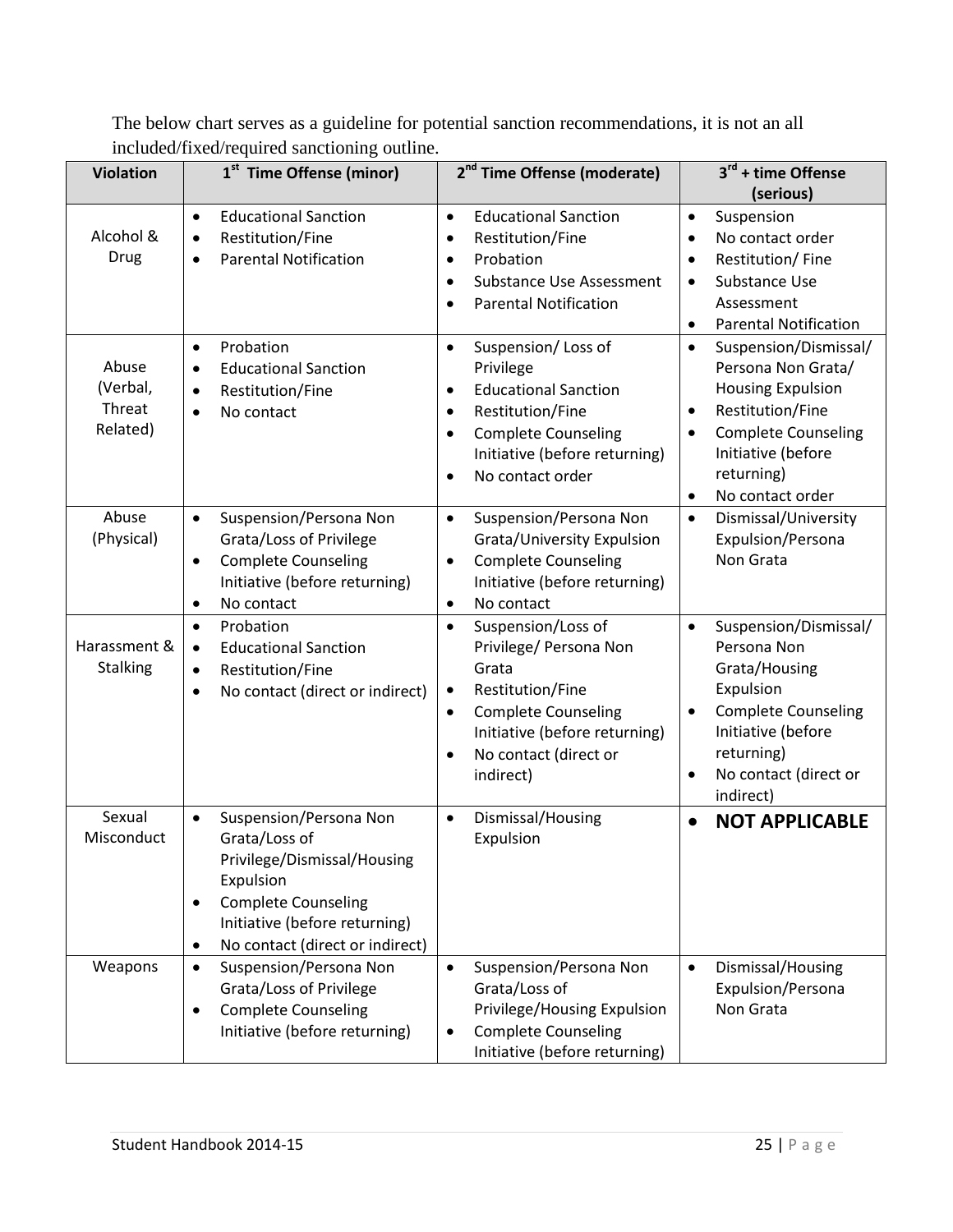The below chart serves as a guideline for potential sanction recommendations, it is not an all included/fixed/required sanctioning outline.

| Violation | 1st Time Offense (minor) | 2nd Time Offense (moderate) | 3rd + time Offense (serious) |
|---|---|---|---|
| Alcohol & Drug | • Educational Sanction<br>• Restitution/Fine<br>• Parental Notification | • Educational Sanction<br>• Restitution/Fine<br>• Probation<br>• Substance Use Assessment<br>• Parental Notification | • Suspension<br>• No contact order<br>• Restitution/ Fine<br>• Substance Use Assessment<br>• Parental Notification |
| Abuse (Verbal, Threat Related) | • Probation<br>• Educational Sanction<br>• Restitution/Fine<br>• No contact | • Suspension/ Loss of Privilege<br>• Educational Sanction<br>• Restitution/Fine<br>• Complete Counseling Initiative (before returning)<br>• No contact order | • Suspension/Dismissal/ Persona Non Grata/ Housing Expulsion<br>• Restitution/Fine<br>• Complete Counseling Initiative (before returning)<br>• No contact order |
| Abuse (Physical) | • Suspension/Persona Non Grata/Loss of Privilege<br>• Complete Counseling Initiative (before returning)<br>• No contact | • Suspension/Persona Non Grata/University Expulsion<br>• Complete Counseling Initiative (before returning)<br>• No contact | • Dismissal/University Expulsion/Persona Non Grata |
| Harassment & Stalking | • Probation<br>• Educational Sanction<br>• Restitution/Fine<br>• No contact (direct or indirect) | • Suspension/Loss of Privilege/ Persona Non Grata<br>• Restitution/Fine<br>• Complete Counseling Initiative (before returning)<br>• No contact (direct or indirect) | • Suspension/Dismissal/ Persona Non Grata/Housing Expulsion<br>• Complete Counseling Initiative (before returning)<br>• No contact (direct or indirect) |
| Sexual Misconduct | • Suspension/Persona Non Grata/Loss of Privilege/Dismissal/Housing Expulsion<br>• Complete Counseling Initiative (before returning)<br>• No contact (direct or indirect) | • Dismissal/Housing Expulsion | • **NOT APPLICABLE** |
| Weapons | • Suspension/Persona Non Grata/Loss of Privilege<br>• Complete Counseling Initiative (before returning) | • Suspension/Persona Non Grata/Loss of Privilege/Housing Expulsion<br>• Complete Counseling Initiative (before returning) | • Dismissal/Housing Expulsion/Persona Non Grata |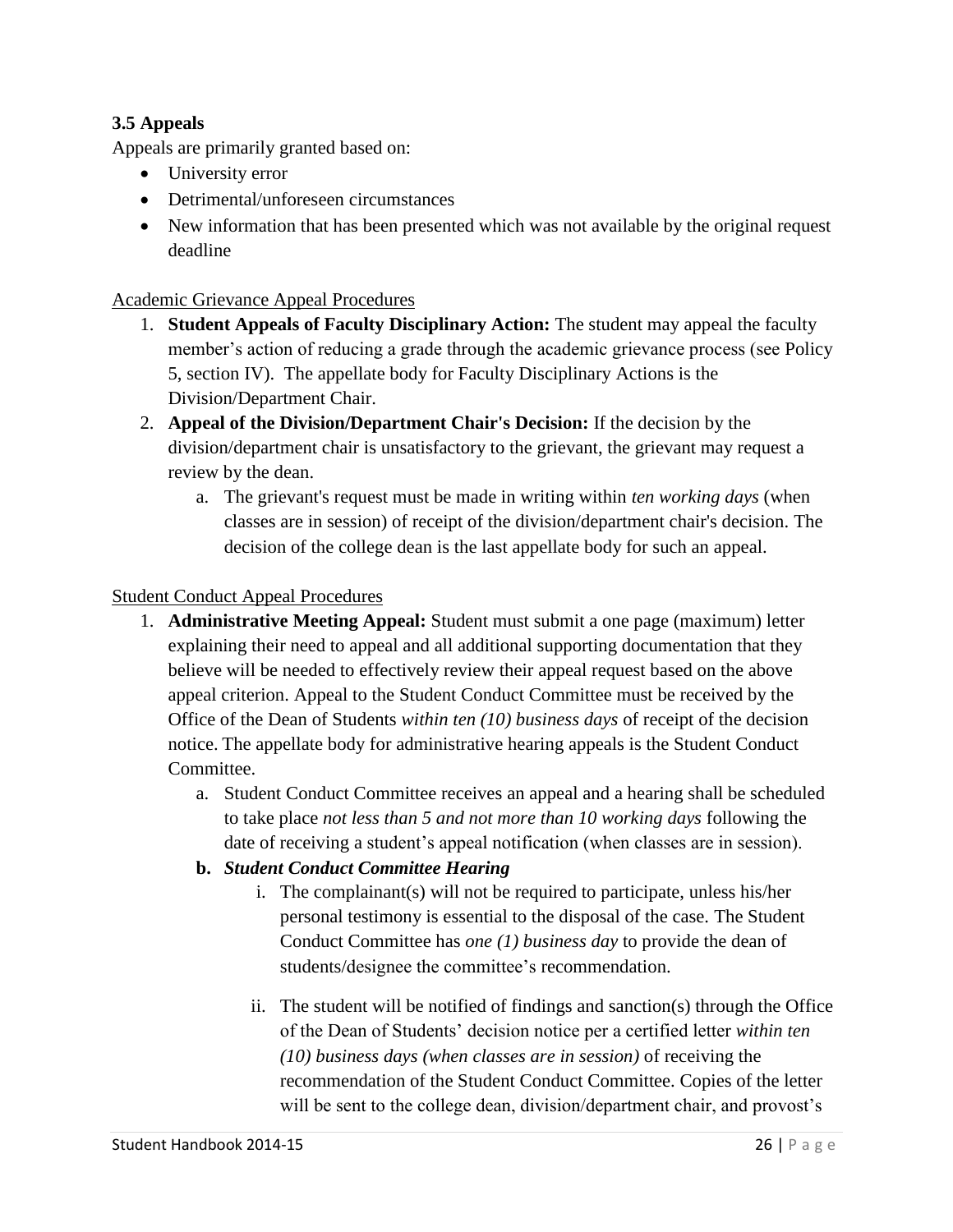### 3.5 Appeals

Appeals are primarily granted based on:

- University error
- Detrimental/unforeseen circumstances
- New information that has been presented which was not available by the original request deadline

<u>Academic Grievance Appeal Procedures</u>

1. **Student Appeals of Faculty Disciplinary Action:** The student may appeal the faculty member's action of reducing a grade through the academic grievance process (see Policy 5, section IV). The appellate body for Faculty Disciplinary Actions is the Division/Department Chair.
2. **Appeal of the Division/Department Chair's Decision:** If the decision by the division/department chair is unsatisfactory to the grievant, the grievant may request a review by the dean.
   a. The grievant's request must be made in writing within *ten working days* (when classes are in session) of receipt of the division/department chair's decision. The decision of the college dean is the last appellate body for such an appeal.

<u>Student Conduct Appeal Procedures</u>

1. **Administrative Meeting Appeal:** Student must submit a one page (maximum) letter explaining their need to appeal and all additional supporting documentation that they believe will be needed to effectively review their appeal request based on the above appeal criterion. Appeal to the Student Conduct Committee must be received by the Office of the Dean of Students *within ten (10) business days* of receipt of the decision notice. The appellate body for administrative hearing appeals is the Student Conduct Committee.
   a. Student Conduct Committee receives an appeal and a hearing shall be scheduled to take place *not less than 5 and not more than 10 working days* following the date of receiving a student's appeal notification (when classes are in session).
   **b. *Student Conduct Committee Hearing***
      i. The complainant(s) will not be required to participate, unless his/her personal testimony is essential to the disposal of the case. The Student Conduct Committee has *one (1) business day* to provide the dean of students/designee the committee's recommendation.
      ii. The student will be notified of findings and sanction(s) through the Office of the Dean of Students' decision notice per a certified letter *within ten (10) business days (when classes are in session)* of receiving the recommendation of the Student Conduct Committee. Copies of the letter will be sent to the college dean, division/department chair, and provost's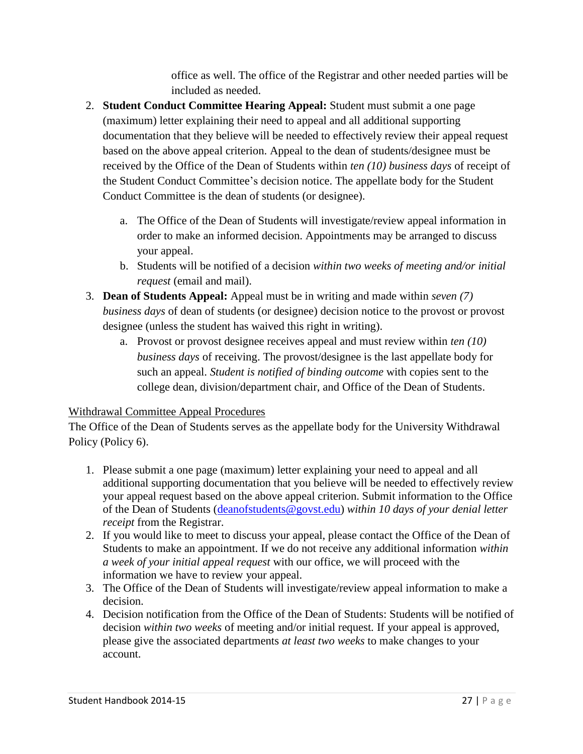office as well. The office of the Registrar and other needed parties will be included as needed.

2. **Student Conduct Committee Hearing Appeal:** Student must submit a one page (maximum) letter explaining their need to appeal and all additional supporting documentation that they believe will be needed to effectively review their appeal request based on the above appeal criterion. Appeal to the dean of students/designee must be received by the Office of the Dean of Students within *ten (10) business days* of receipt of the Student Conduct Committee's decision notice. The appellate body for the Student Conduct Committee is the dean of students (or designee).

    a. The Office of the Dean of Students will investigate/review appeal information in order to make an informed decision. Appointments may be arranged to discuss your appeal.

    b. Students will be notified of a decision *within two weeks of meeting and/or initial request* (email and mail).

3. **Dean of Students Appeal:** Appeal must be in writing and made within *seven (7) business days* of dean of students (or designee) decision notice to the provost or provost designee (unless the student has waived this right in writing).

    a. Provost or provost designee receives appeal and must review within *ten (10) business days* of receiving. The provost/designee is the last appellate body for such an appeal. *Student is notified of binding outcome* with copies sent to the college dean, division/department chair, and Office of the Dean of Students.

<u>Withdrawal Committee Appeal Procedures</u>

The Office of the Dean of Students serves as the appellate body for the University Withdrawal Policy (Policy 6).

1. Please submit a one page (maximum) letter explaining your need to appeal and all additional supporting documentation that you believe will be needed to effectively review your appeal request based on the above appeal criterion. Submit information to the Office of the Dean of Students (deanofstudents@govst.edu) *within 10 days of your denial letter receipt* from the Registrar.
2. If you would like to meet to discuss your appeal, please contact the Office of the Dean of Students to make an appointment. If we do not receive any additional information *within a week of your initial appeal request* with our office, we will proceed with the information we have to review your appeal.
3. The Office of the Dean of Students will investigate/review appeal information to make a decision.
4. Decision notification from the Office of the Dean of Students: Students will be notified of decision *within two weeks* of meeting and/or initial request. If your appeal is approved, please give the associated departments *at least two weeks* to make changes to your account.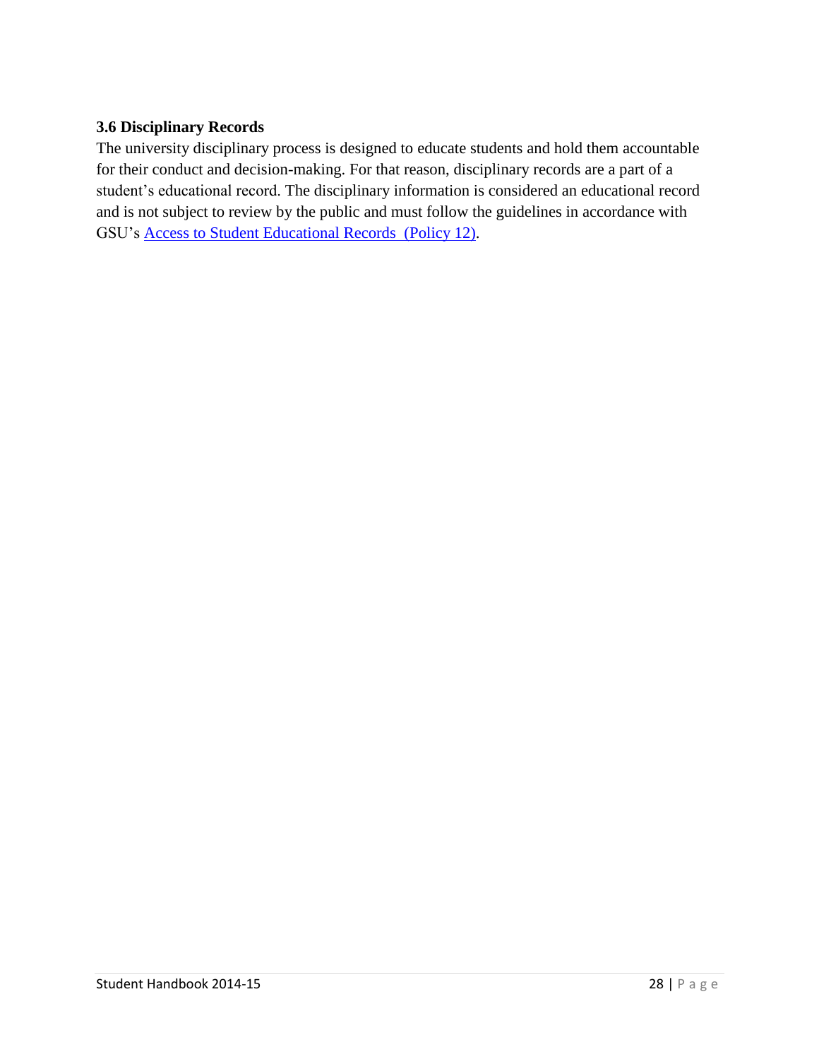### 3.6 Disciplinary Records

The university disciplinary process is designed to educate students and hold them accountable for their conduct and decision-making. For that reason, disciplinary records are a part of a student's educational record. The disciplinary information is considered an educational record and is not subject to review by the public and must follow the guidelines in accordance with GSU's Access to Student Educational Records (Policy 12).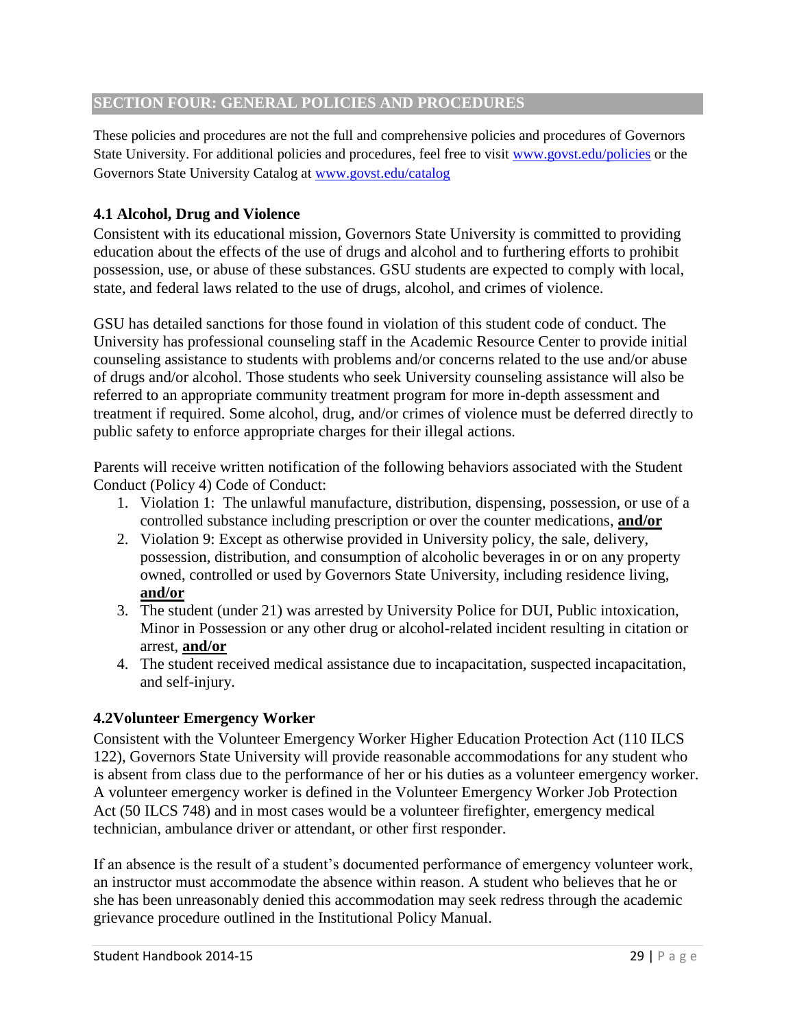## SECTION FOUR: GENERAL POLICIES AND PROCEDURES

These policies and procedures are not the full and comprehensive policies and procedures of Governors State University. For additional policies and procedures, feel free to visit www.govst.edu/policies or the Governors State University Catalog at www.govst.edu/catalog

### 4.1 Alcohol, Drug and Violence

Consistent with its educational mission, Governors State University is committed to providing education about the effects of the use of drugs and alcohol and to furthering efforts to prohibit possession, use, or abuse of these substances. GSU students are expected to comply with local, state, and federal laws related to the use of drugs, alcohol, and crimes of violence.

GSU has detailed sanctions for those found in violation of this student code of conduct. The University has professional counseling staff in the Academic Resource Center to provide initial counseling assistance to students with problems and/or concerns related to the use and/or abuse of drugs and/or alcohol. Those students who seek University counseling assistance will also be referred to an appropriate community treatment program for more in-depth assessment and treatment if required. Some alcohol, drug, and/or crimes of violence must be deferred directly to public safety to enforce appropriate charges for their illegal actions.

Parents will receive written notification of the following behaviors associated with the Student Conduct (Policy 4) Code of Conduct:

1. Violation 1: The unlawful manufacture, distribution, dispensing, possession, or use of a controlled substance including prescription or over the counter medications, **and/or**
2. Violation 9: Except as otherwise provided in University policy, the sale, delivery, possession, distribution, and consumption of alcoholic beverages in or on any property owned, controlled or used by Governors State University, including residence living, **and/or**
3. The student (under 21) was arrested by University Police for DUI, Public intoxication, Minor in Possession or any other drug or alcohol-related incident resulting in citation or arrest, **and/or**
4. The student received medical assistance due to incapacitation, suspected incapacitation, and self-injury.

### 4.2Volunteer Emergency Worker

Consistent with the Volunteer Emergency Worker Higher Education Protection Act (110 ILCS 122), Governors State University will provide reasonable accommodations for any student who is absent from class due to the performance of her or his duties as a volunteer emergency worker. A volunteer emergency worker is defined in the Volunteer Emergency Worker Job Protection Act (50 ILCS 748) and in most cases would be a volunteer firefighter, emergency medical technician, ambulance driver or attendant, or other first responder.

If an absence is the result of a student's documented performance of emergency volunteer work, an instructor must accommodate the absence within reason. A student who believes that he or she has been unreasonably denied this accommodation may seek redress through the academic grievance procedure outlined in the Institutional Policy Manual.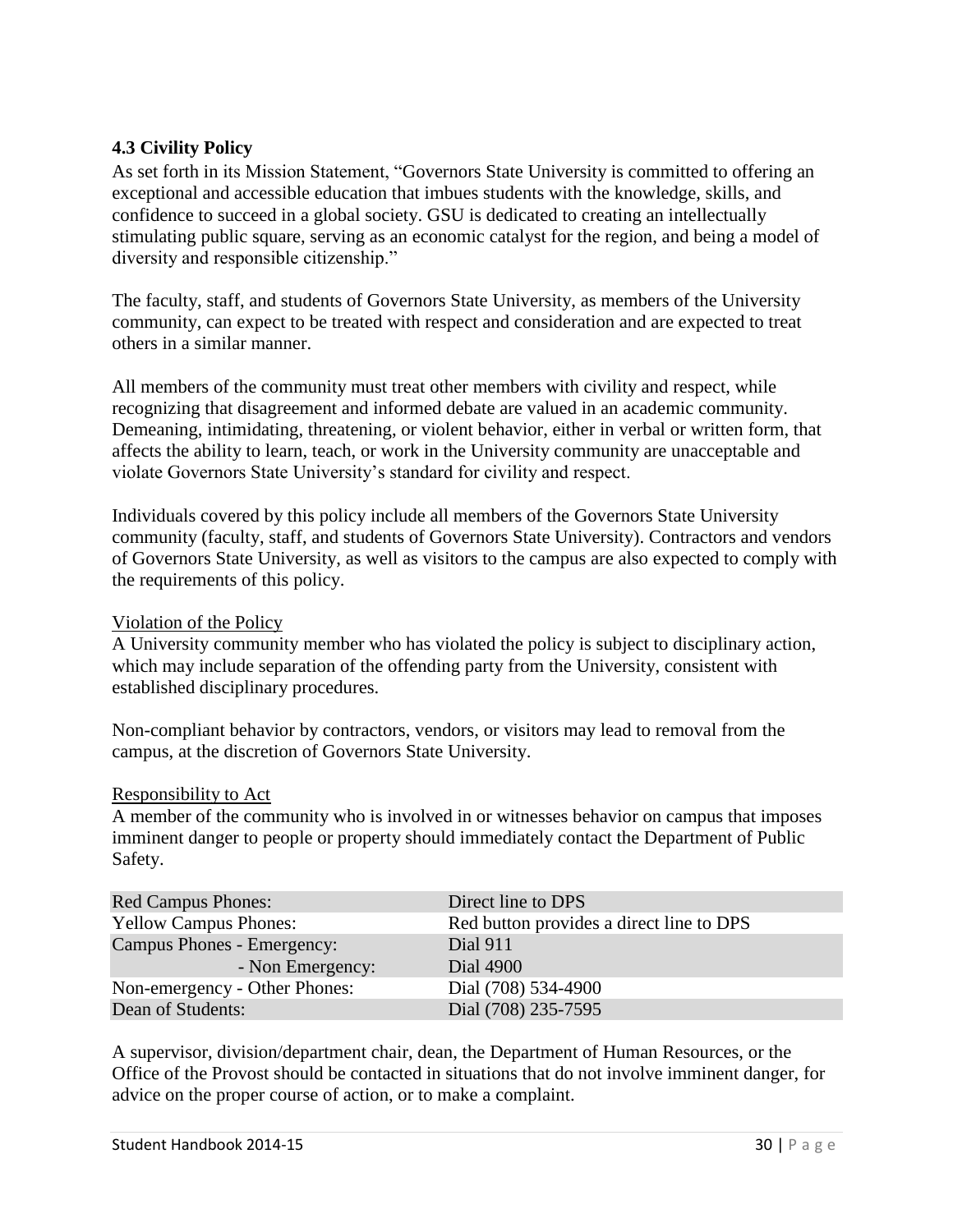### 4.3 Civility Policy

As set forth in its Mission Statement, "Governors State University is committed to offering an exceptional and accessible education that imbues students with the knowledge, skills, and confidence to succeed in a global society. GSU is dedicated to creating an intellectually stimulating public square, serving as an economic catalyst for the region, and being a model of diversity and responsible citizenship."

The faculty, staff, and students of Governors State University, as members of the University community, can expect to be treated with respect and consideration and are expected to treat others in a similar manner.

All members of the community must treat other members with civility and respect, while recognizing that disagreement and informed debate are valued in an academic community. Demeaning, intimidating, threatening, or violent behavior, either in verbal or written form, that affects the ability to learn, teach, or work in the University community are unacceptable and violate Governors State University's standard for civility and respect.

Individuals covered by this policy include all members of the Governors State University community (faculty, staff, and students of Governors State University). Contractors and vendors of Governors State University, as well as visitors to the campus are also expected to comply with the requirements of this policy.

Violation of the Policy

A University community member who has violated the policy is subject to disciplinary action, which may include separation of the offending party from the University, consistent with established disciplinary procedures.

Non-compliant behavior by contractors, vendors, or visitors may lead to removal from the campus, at the discretion of Governors State University.

Responsibility to Act

A member of the community who is involved in or witnesses behavior on campus that imposes imminent danger to people or property should immediately contact the Department of Public Safety.

| | |
|---|---|
| Red Campus Phones: | Direct line to DPS |
| Yellow Campus Phones: | Red button provides a direct line to DPS |
| Campus Phones - Emergency: | Dial 911 |
| - Non Emergency: | Dial 4900 |
| Non-emergency - Other Phones: | Dial (708) 534-4900 |
| Dean of Students: | Dial (708) 235-7595 |

A supervisor, division/department chair, dean, the Department of Human Resources, or the Office of the Provost should be contacted in situations that do not involve imminent danger, for advice on the proper course of action, or to make a complaint.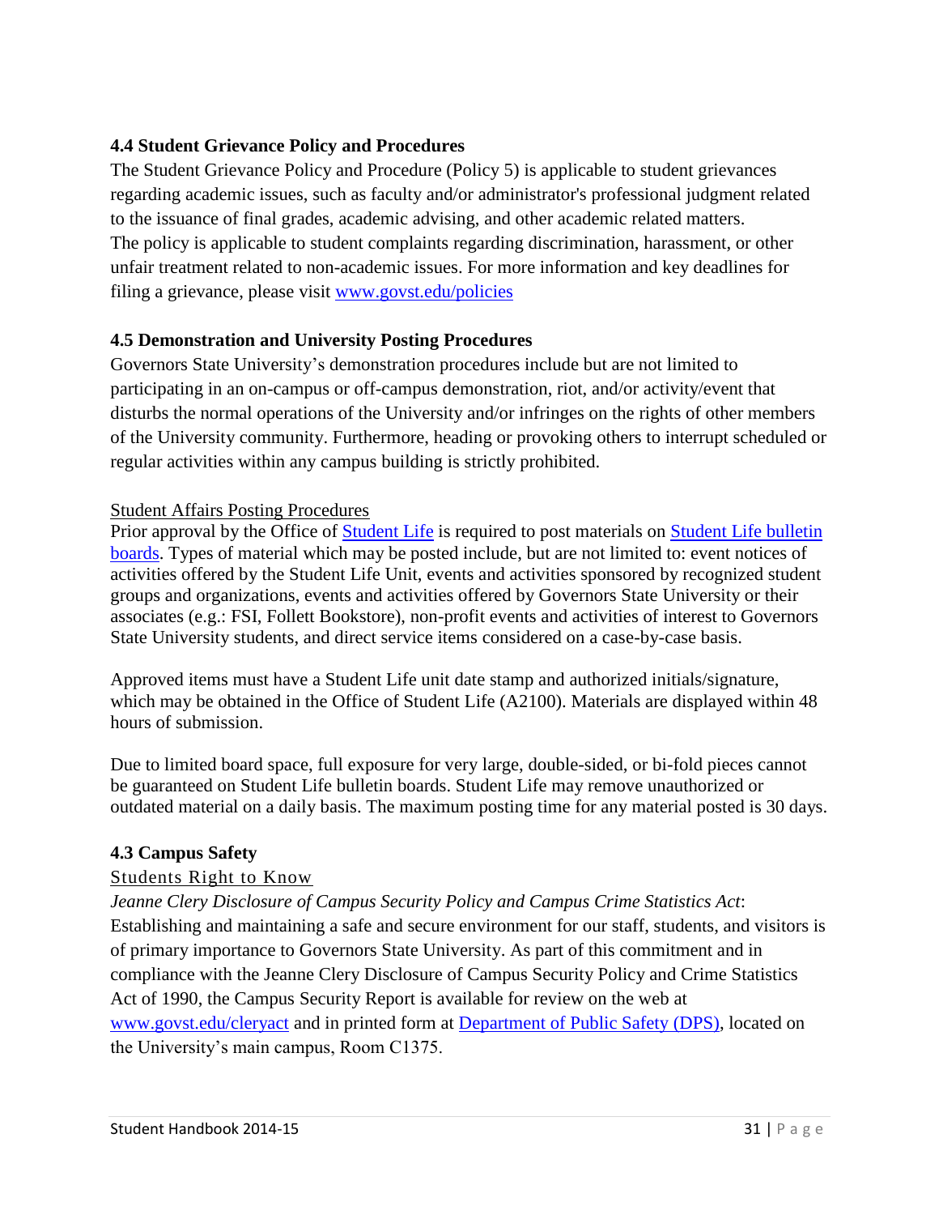### 4.4 Student Grievance Policy and Procedures

The Student Grievance Policy and Procedure (Policy 5) is applicable to student grievances regarding academic issues, such as faculty and/or administrator's professional judgment related to the issuance of final grades, academic advising, and other academic related matters. The policy is applicable to student complaints regarding discrimination, harassment, or other unfair treatment related to non-academic issues. For more information and key deadlines for filing a grievance, please visit [www.govst.edu/policies](www.govst.edu/policies)

### 4.5 Demonstration and University Posting Procedures

Governors State University's demonstration procedures include but are not limited to participating in an on-campus or off-campus demonstration, riot, and/or activity/event that disturbs the normal operations of the University and/or infringes on the rights of other members of the University community. Furthermore, heading or provoking others to interrupt scheduled or regular activities within any campus building is strictly prohibited.

Student Affairs Posting Procedures

Prior approval by the Office of Student Life is required to post materials on Student Life bulletin boards. Types of material which may be posted include, but are not limited to: event notices of activities offered by the Student Life Unit, events and activities sponsored by recognized student groups and organizations, events and activities offered by Governors State University or their associates (e.g.: FSI, Follett Bookstore), non-profit events and activities of interest to Governors State University students, and direct service items considered on a case-by-case basis.

Approved items must have a Student Life unit date stamp and authorized initials/signature, which may be obtained in the Office of Student Life (A2100). Materials are displayed within 48 hours of submission.

Due to limited board space, full exposure for very large, double-sided, or bi-fold pieces cannot be guaranteed on Student Life bulletin boards. Student Life may remove unauthorized or outdated material on a daily basis. The maximum posting time for any material posted is 30 days.

### 4.3 Campus Safety

Students Right to Know

*Jeanne Clery Disclosure of Campus Security Policy and Campus Crime Statistics Act*: Establishing and maintaining a safe and secure environment for our staff, students, and visitors is of primary importance to Governors State University. As part of this commitment and in compliance with the Jeanne Clery Disclosure of Campus Security Policy and Crime Statistics Act of 1990, the Campus Security Report is available for review on the web at [www.govst.edu/cleryact](www.govst.edu/cleryact) and in printed form at Department of Public Safety (DPS), located on the University's main campus, Room C1375.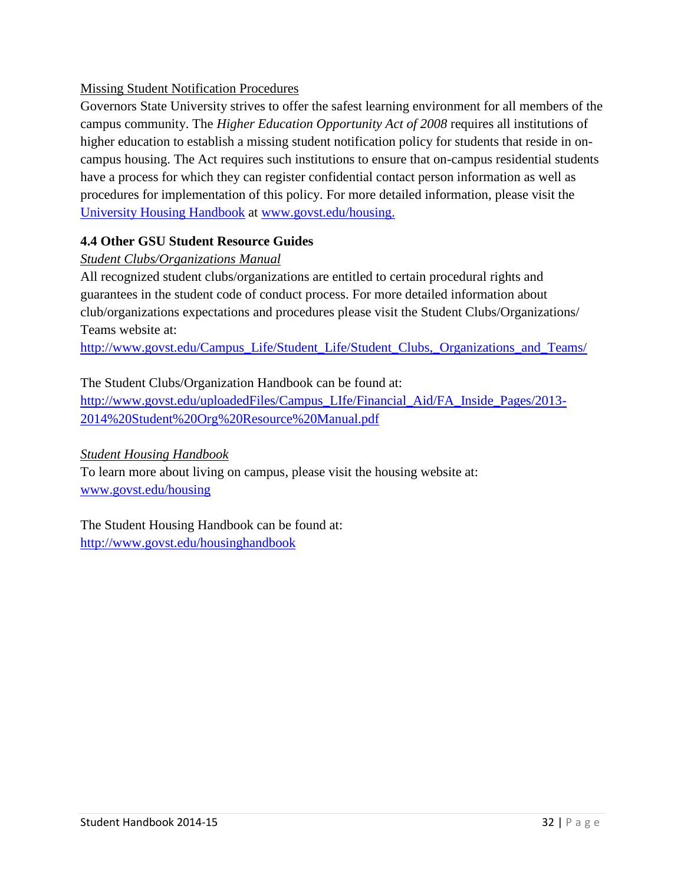Missing Student Notification Procedures

Governors State University strives to offer the safest learning environment for all members of the campus community. The *Higher Education Opportunity Act of 2008* requires all institutions of higher education to establish a missing student notification policy for students that reside in on-campus housing. The Act requires such institutions to ensure that on-campus residential students have a process for which they can register confidential contact person information as well as procedures for implementation of this policy. For more detailed information, please visit the University Housing Handbook at www.govst.edu/housing.

### 4.4 Other GSU Student Resource Guides

*Student Clubs/Organizations Manual*

All recognized student clubs/organizations are entitled to certain procedural rights and guarantees in the student code of conduct process. For more detailed information about club/organizations expectations and procedures please visit the Student Clubs/Organizations/ Teams website at:
http://www.govst.edu/Campus_Life/Student_Life/Student_Clubs,_Organizations_and_Teams/

The Student Clubs/Organization Handbook can be found at:
http://www.govst.edu/uploadedFiles/Campus_LIfe/Financial_Aid/FA_Inside_Pages/2013-2014%20Student%20Org%20Resource%20Manual.pdf

*Student Housing Handbook*

To learn more about living on campus, please visit the housing website at:
www.govst.edu/housing

The Student Housing Handbook can be found at:
http://www.govst.edu/housinghandbook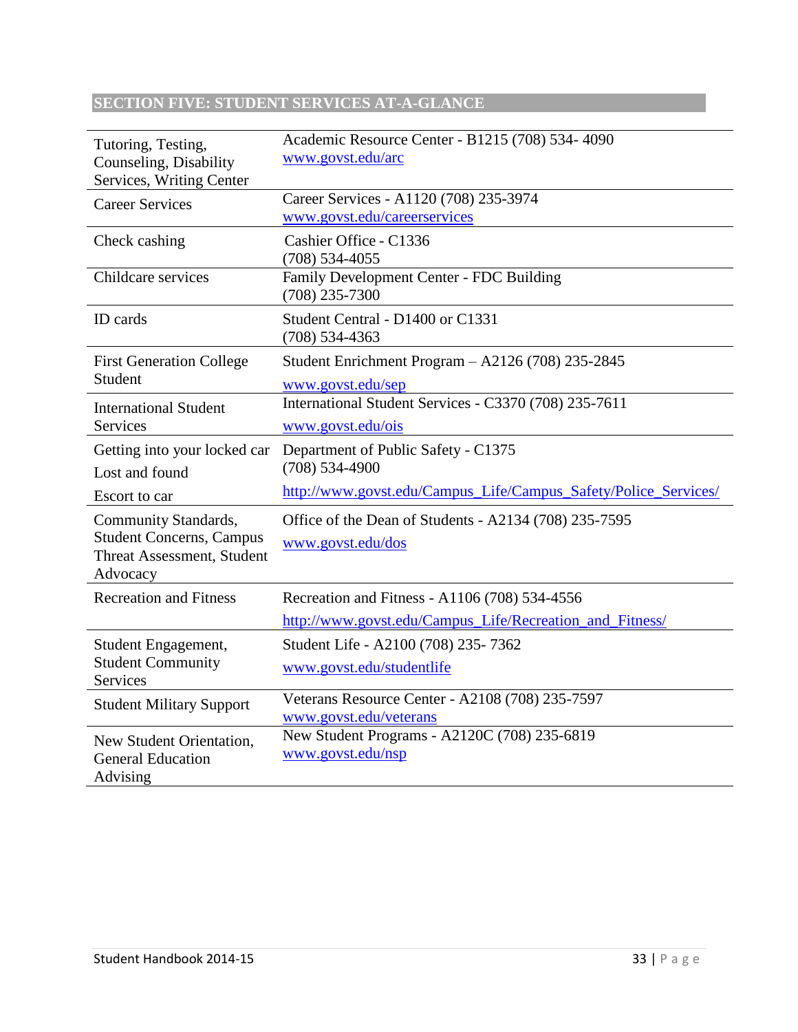## SECTION FIVE: STUDENT SERVICES AT-A-GLANCE

| | |
|---|---|
| Tutoring, Testing, Counseling, Disability Services, Writing Center | Academic Resource Center - B1215 (708) 534- 4090<br>www.govst.edu/arc |
| Career Services | Career Services - A1120 (708) 235-3974<br>www.govst.edu/careerservices |
| Check cashing | Cashier Office - C1336<br>(708) 534-4055 |
| Childcare services | Family Development Center - FDC Building<br>(708) 235-7300 |
| ID cards | Student Central - D1400 or C1331<br>(708) 534-4363 |
| First Generation College Student | Student Enrichment Program – A2126 (708) 235-2845<br>www.govst.edu/sep |
| International Student Services | International Student Services - C3370 (708) 235-7611<br>www.govst.edu/ois |
| Getting into your locked car<br>Lost and found<br>Escort to car | Department of Public Safety - C1375<br>(708) 534-4900<br>http://www.govst.edu/Campus_Life/Campus_Safety/Police_Services/ |
| Community Standards, Student Concerns, Campus Threat Assessment, Student Advocacy | Office of the Dean of Students - A2134 (708) 235-7595<br>www.govst.edu/dos |
| Recreation and Fitness | Recreation and Fitness - A1106 (708) 534-4556<br>http://www.govst.edu/Campus_Life/Recreation_and_Fitness/ |
| Student Engagement, Student Community Services | Student Life - A2100 (708) 235- 7362<br>www.govst.edu/studentlife |
| Student Military Support | Veterans Resource Center - A2108 (708) 235-7597<br>www.govst.edu/veterans |
| New Student Orientation, General Education Advising | New Student Programs - A2120C (708) 235-6819<br>www.govst.edu/nsp |